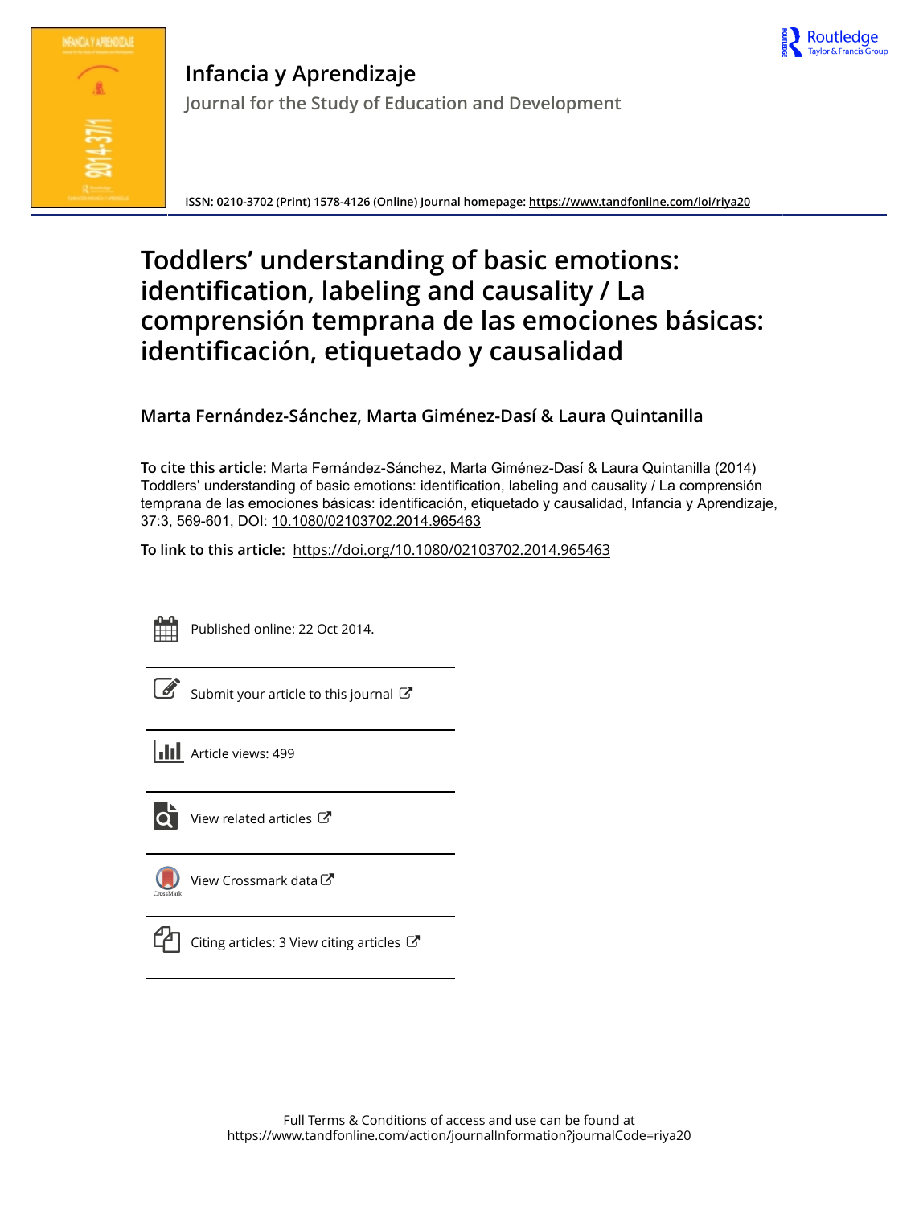# Infancia y Aprendizaje

Journal for the Study of Education and Development

ISSN: 0210-3702 (Print) 1578-4126 (Online) Journal homepage: https://www.tandfonline.com/loi/riya20

# Toddlers' understanding of basic emotions: identification, labeling and causality / La comprensión temprana de las emociones básicas: identificación, etiquetado y causalidad

**Marta Fernández-Sánchez, Marta Giménez-Dasí & Laura Quintanilla**

**To cite this article:** Marta Fernández-Sánchez, Marta Giménez-Dasí & Laura Quintanilla (2014) Toddlers' understanding of basic emotions: identification, labeling and causality / La comprensión temprana de las emociones básicas: identificación, etiquetado y causalidad, Infancia y Aprendizaje, 37:3, 569-601, DOI: 10.1080/02103702.2014.965463

**To link to this article:** https://doi.org/10.1080/02103702.2014.965463

Published online: 22 Oct 2014.

Submit your article to this journal

Article views: 499

View related articles

View Crossmark data

Citing articles: 3 View citing articles

Full Terms & Conditions of access and use can be found at
https://www.tandfonline.com/action/journalInformation?journalCode=riya20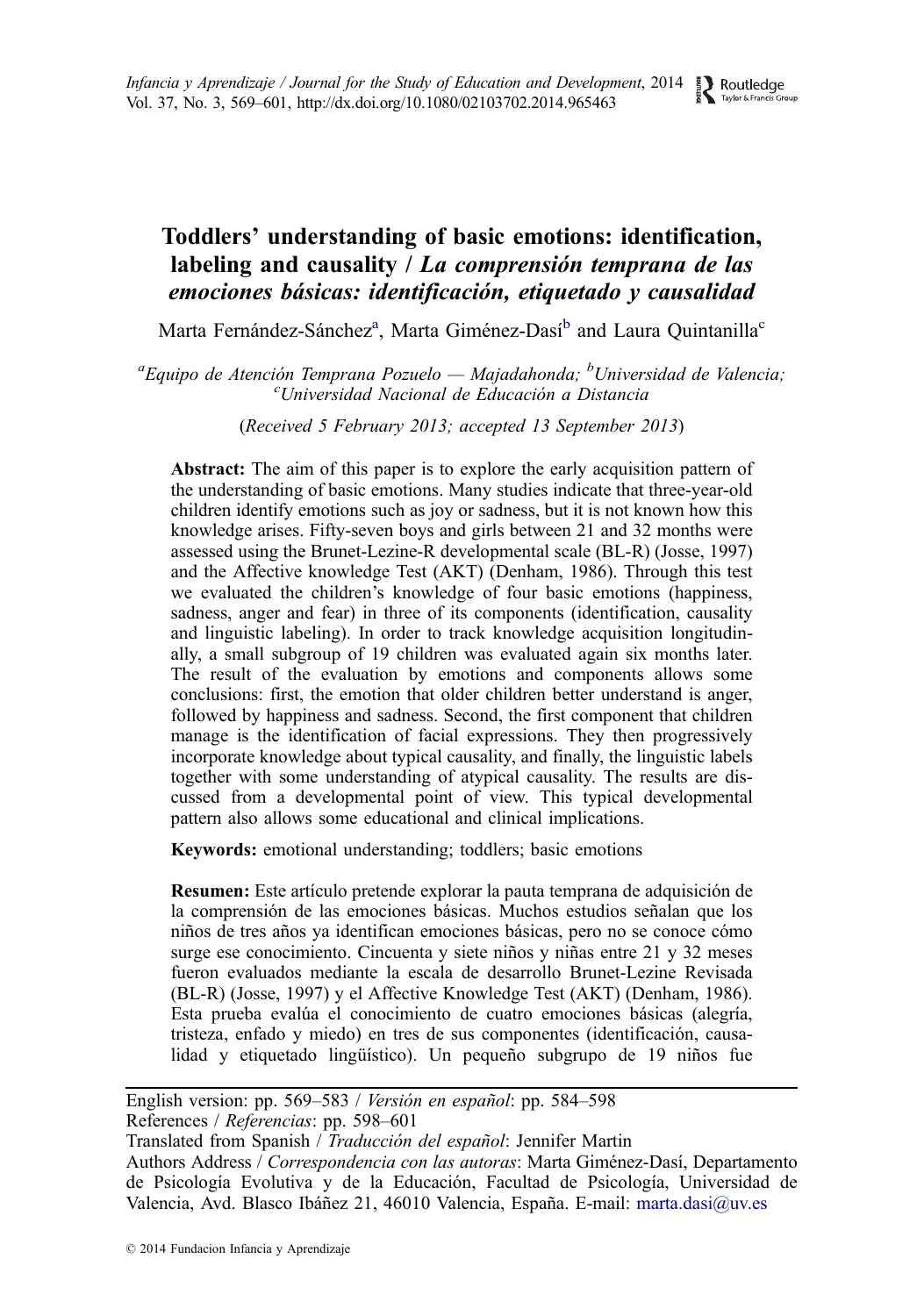# Toddlers' understanding of basic emotions: identification, labeling and causality / *La comprensión temprana de las emociones básicas: identificación, etiquetado y causalidad*

Marta Fernández-Sánchez[a], Marta Giménez-Dasí[b] and Laura Quintanilla[c]

[a]*Equipo de Atención Temprana Pozuelo — Majadahonda;* [b]*Universidad de Valencia;* [c]*Universidad Nacional de Educación a Distancia*

(*Received 5 February 2013; accepted 13 September 2013*)

**Abstract:** The aim of this paper is to explore the early acquisition pattern of the understanding of basic emotions. Many studies indicate that three-year-old children identify emotions such as joy or sadness, but it is not known how this knowledge arises. Fifty-seven boys and girls between 21 and 32 months were assessed using the Brunet-Lezine-R developmental scale (BL-R) (Josse, 1997) and the Affective knowledge Test (AKT) (Denham, 1986). Through this test we evaluated the children's knowledge of four basic emotions (happiness, sadness, anger and fear) in three of its components (identification, causality and linguistic labeling). In order to track knowledge acquisition longitudinally, a small subgroup of 19 children was evaluated again six months later. The result of the evaluation by emotions and components allows some conclusions: first, the emotion that older children better understand is anger, followed by happiness and sadness. Second, the first component that children manage is the identification of facial expressions. They then progressively incorporate knowledge about typical causality, and finally, the linguistic labels together with some understanding of atypical causality. The results are discussed from a developmental point of view. This typical developmental pattern also allows some educational and clinical implications.

**Keywords:** emotional understanding; toddlers; basic emotions

**Resumen:** Este artículo pretende explorar la pauta temprana de adquisición de la comprensión de las emociones básicas. Muchos estudios señalan que los niños de tres años ya identifican emociones básicas, pero no se conoce cómo surge ese conocimiento. Cincuenta y siete niños y niñas entre 21 y 32 meses fueron evaluados mediante la escala de desarrollo Brunet-Lezine Revisada (BL-R) (Josse, 1997) y el Affective Knowledge Test (AKT) (Denham, 1986). Esta prueba evalúa el conocimiento de cuatro emociones básicas (alegría, tristeza, enfado y miedo) en tres de sus componentes (identificación, causalidad y etiquetado lingüístico). Un pequeño subgrupo de 19 niños fue

---

English version: pp. 569–583 / *Versión en español*: pp. 584–598
References / *Referencias*: pp. 598–601
Translated from Spanish / *Traducción del español*: Jennifer Martin
Authors Address / *Correspondencia con las autoras*: Marta Giménez-Dasí, Departamento de Psicología Evolutiva y de la Educación, Facultad de Psicología, Universidad de Valencia, Avd. Blasco Ibáñez 21, 46010 Valencia, España. E-mail: marta.dasi@uv.es

© 2014 Fundacion Infancia y Aprendizaje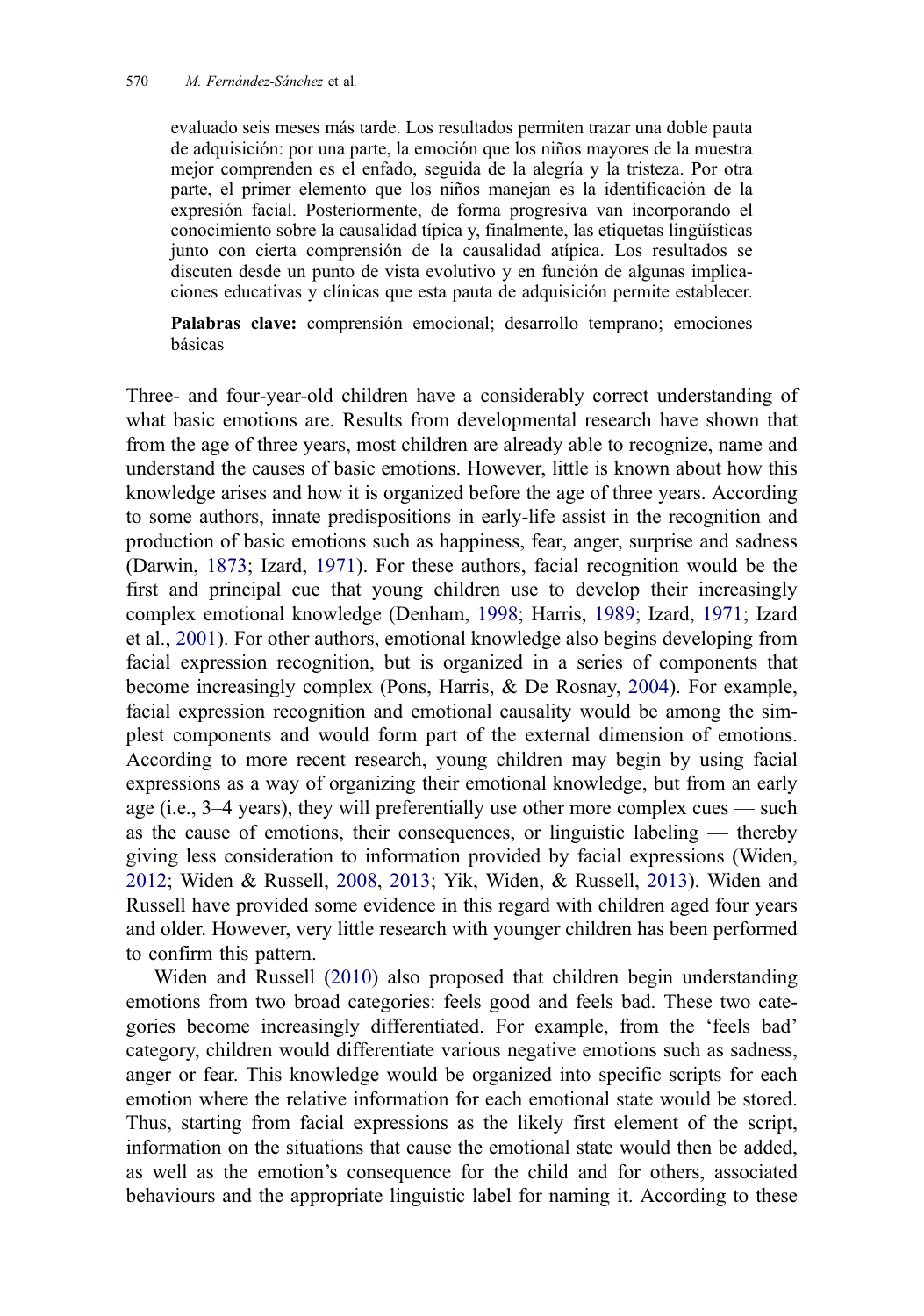evaluado seis meses más tarde. Los resultados permiten trazar una doble pauta de adquisición: por una parte, la emoción que los niños mayores de la muestra mejor comprenden es el enfado, seguida de la alegría y la tristeza. Por otra parte, el primer elemento que los niños manejan es la identificación de la expresión facial. Posteriormente, de forma progresiva van incorporando el conocimiento sobre la causalidad típica y, finalmente, las etiquetas lingüísticas junto con cierta comprensión de la causalidad atípica. Los resultados se discuten desde un punto de vista evolutivo y en función de algunas implicaciones educativas y clínicas que esta pauta de adquisición permite establecer.

**Palabras clave:** comprensión emocional; desarrollo temprano; emociones básicas

Three- and four-year-old children have a considerably correct understanding of what basic emotions are. Results from developmental research have shown that from the age of three years, most children are already able to recognize, name and understand the causes of basic emotions. However, little is known about how this knowledge arises and how it is organized before the age of three years. According to some authors, innate predispositions in early-life assist in the recognition and production of basic emotions such as happiness, fear, anger, surprise and sadness (Darwin, 1873; Izard, 1971). For these authors, facial recognition would be the first and principal cue that young children use to develop their increasingly complex emotional knowledge (Denham, 1998; Harris, 1989; Izard, 1971; Izard et al., 2001). For other authors, emotional knowledge also begins developing from facial expression recognition, but is organized in a series of components that become increasingly complex (Pons, Harris, & De Rosnay, 2004). For example, facial expression recognition and emotional causality would be among the simplest components and would form part of the external dimension of emotions. According to more recent research, young children may begin by using facial expressions as a way of organizing their emotional knowledge, but from an early age (i.e., 3–4 years), they will preferentially use other more complex cues — such as the cause of emotions, their consequences, or linguistic labeling — thereby giving less consideration to information provided by facial expressions (Widen, 2012; Widen & Russell, 2008, 2013; Yik, Widen, & Russell, 2013). Widen and Russell have provided some evidence in this regard with children aged four years and older. However, very little research with younger children has been performed to confirm this pattern.

Widen and Russell (2010) also proposed that children begin understanding emotions from two broad categories: feels good and feels bad. These two categories become increasingly differentiated. For example, from the 'feels bad' category, children would differentiate various negative emotions such as sadness, anger or fear. This knowledge would be organized into specific scripts for each emotion where the relative information for each emotional state would be stored. Thus, starting from facial expressions as the likely first element of the script, information on the situations that cause the emotional state would then be added, as well as the emotion's consequence for the child and for others, associated behaviours and the appropriate linguistic label for naming it. According to these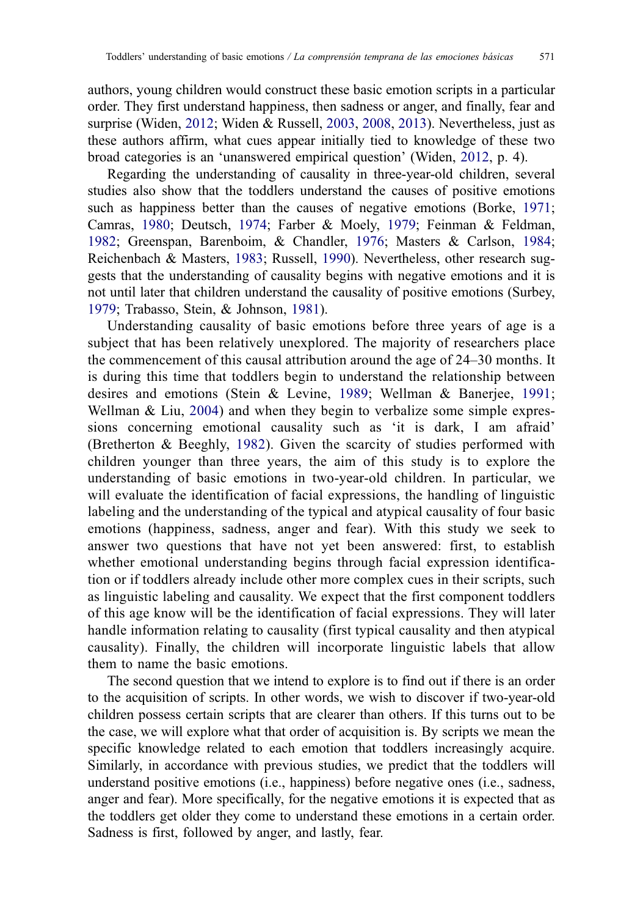authors, young children would construct these basic emotion scripts in a particular order. They first understand happiness, then sadness or anger, and finally, fear and surprise (Widen, 2012; Widen & Russell, 2003, 2008, 2013). Nevertheless, just as these authors affirm, what cues appear initially tied to knowledge of these two broad categories is an 'unanswered empirical question' (Widen, 2012, p. 4).

Regarding the understanding of causality in three-year-old children, several studies also show that the toddlers understand the causes of positive emotions such as happiness better than the causes of negative emotions (Borke, 1971; Camras, 1980; Deutsch, 1974; Farber & Moely, 1979; Feinman & Feldman, 1982; Greenspan, Barenboim, & Chandler, 1976; Masters & Carlson, 1984; Reichenbach & Masters, 1983; Russell, 1990). Nevertheless, other research suggests that the understanding of causality begins with negative emotions and it is not until later that children understand the causality of positive emotions (Surbey, 1979; Trabasso, Stein, & Johnson, 1981).

Understanding causality of basic emotions before three years of age is a subject that has been relatively unexplored. The majority of researchers place the commencement of this causal attribution around the age of 24–30 months. It is during this time that toddlers begin to understand the relationship between desires and emotions (Stein & Levine, 1989; Wellman & Banerjee, 1991; Wellman & Liu, 2004) and when they begin to verbalize some simple expressions concerning emotional causality such as 'it is dark, I am afraid' (Bretherton & Beeghly, 1982). Given the scarcity of studies performed with children younger than three years, the aim of this study is to explore the understanding of basic emotions in two-year-old children. In particular, we will evaluate the identification of facial expressions, the handling of linguistic labeling and the understanding of the typical and atypical causality of four basic emotions (happiness, sadness, anger and fear). With this study we seek to answer two questions that have not yet been answered: first, to establish whether emotional understanding begins through facial expression identification or if toddlers already include other more complex cues in their scripts, such as linguistic labeling and causality. We expect that the first component toddlers of this age know will be the identification of facial expressions. They will later handle information relating to causality (first typical causality and then atypical causality). Finally, the children will incorporate linguistic labels that allow them to name the basic emotions.

The second question that we intend to explore is to find out if there is an order to the acquisition of scripts. In other words, we wish to discover if two-year-old children possess certain scripts that are clearer than others. If this turns out to be the case, we will explore what that order of acquisition is. By scripts we mean the specific knowledge related to each emotion that toddlers increasingly acquire. Similarly, in accordance with previous studies, we predict that the toddlers will understand positive emotions (i.e., happiness) before negative ones (i.e., sadness, anger and fear). More specifically, for the negative emotions it is expected that as the toddlers get older they come to understand these emotions in a certain order. Sadness is first, followed by anger, and lastly, fear.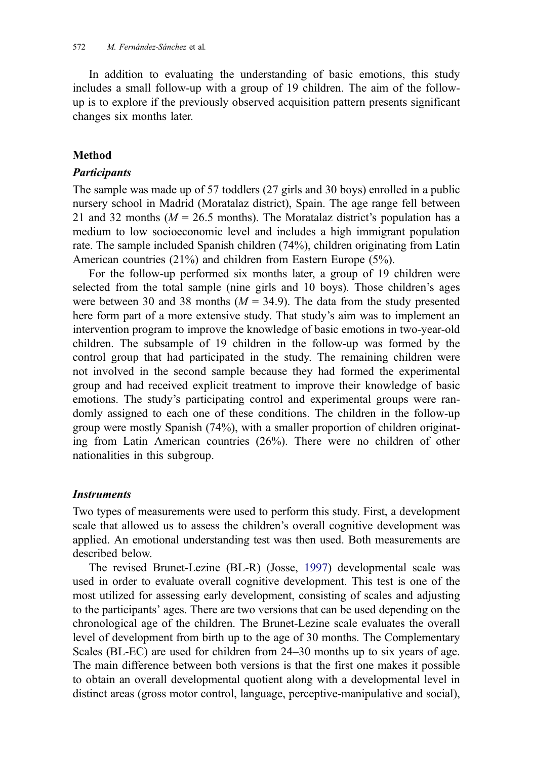In addition to evaluating the understanding of basic emotions, this study includes a small follow-up with a group of 19 children. The aim of the follow-up is to explore if the previously observed acquisition pattern presents significant changes six months later.

## Method

### *Participants*

The sample was made up of 57 toddlers (27 girls and 30 boys) enrolled in a public nursery school in Madrid (Moratalaz district), Spain. The age range fell between 21 and 32 months ($M = 26.5$ months). The Moratalaz district's population has a medium to low socioeconomic level and includes a high immigrant population rate. The sample included Spanish children (74%), children originating from Latin American countries (21%) and children from Eastern Europe (5%).

For the follow-up performed six months later, a group of 19 children were selected from the total sample (nine girls and 10 boys). Those children's ages were between 30 and 38 months ($M = 34.9$). The data from the study presented here form part of a more extensive study. That study's aim was to implement an intervention program to improve the knowledge of basic emotions in two-year-old children. The subsample of 19 children in the follow-up was formed by the control group that had participated in the study. The remaining children were not involved in the second sample because they had formed the experimental group and had received explicit treatment to improve their knowledge of basic emotions. The study's participating control and experimental groups were randomly assigned to each one of these conditions. The children in the follow-up group were mostly Spanish (74%), with a smaller proportion of children originating from Latin American countries (26%). There were no children of other nationalities in this subgroup.

### *Instruments*

Two types of measurements were used to perform this study. First, a development scale that allowed us to assess the children's overall cognitive development was applied. An emotional understanding test was then used. Both measurements are described below.

The revised Brunet-Lezine (BL-R) (Josse, 1997) developmental scale was used in order to evaluate overall cognitive development. This test is one of the most utilized for assessing early development, consisting of scales and adjusting to the participants' ages. There are two versions that can be used depending on the chronological age of the children. The Brunet-Lezine scale evaluates the overall level of development from birth up to the age of 30 months. The Complementary Scales (BL-EC) are used for children from 24–30 months up to six years of age. The main difference between both versions is that the first one makes it possible to obtain an overall developmental quotient along with a developmental level in distinct areas (gross motor control, language, perceptive-manipulative and social),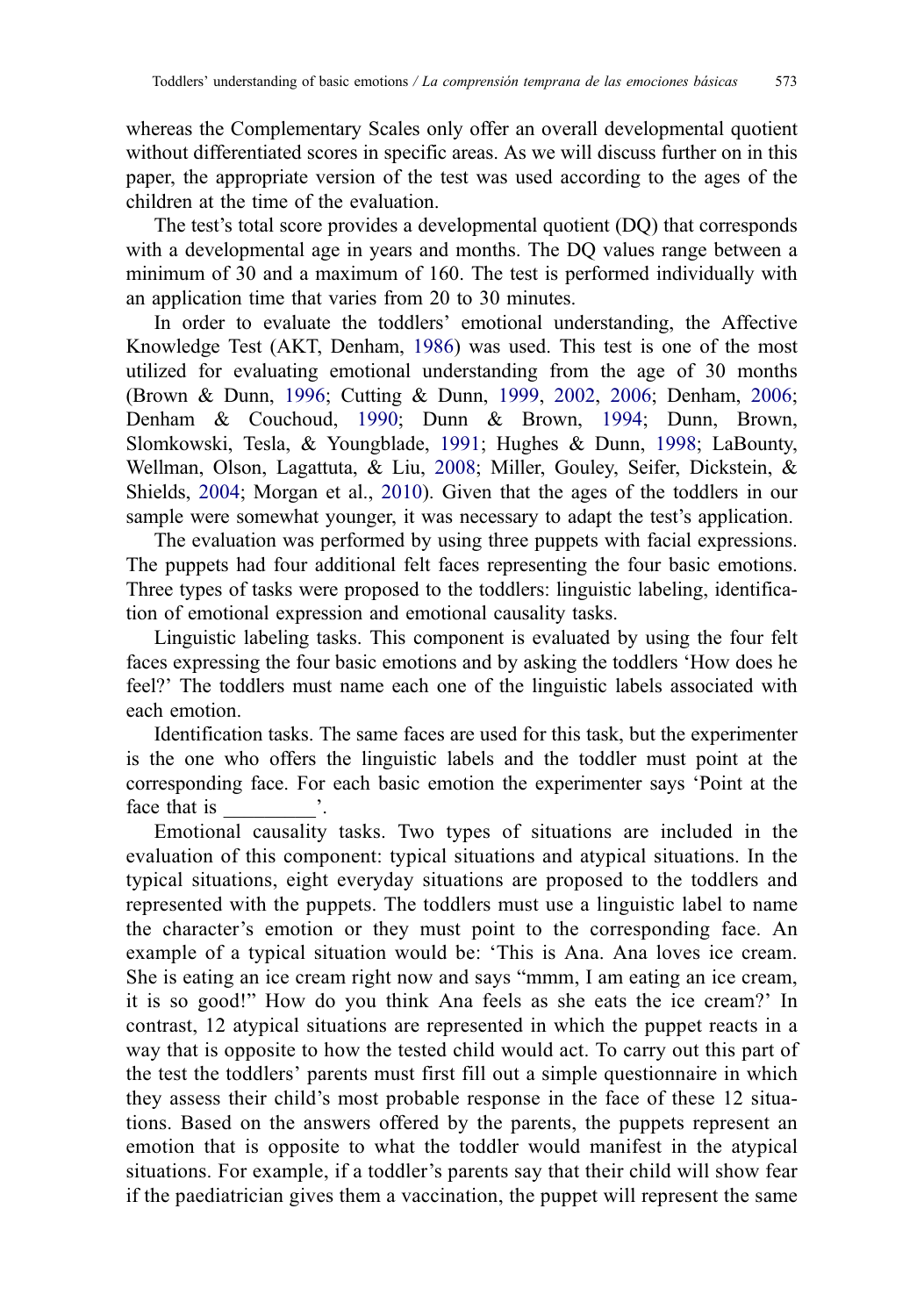whereas the Complementary Scales only offer an overall developmental quotient without differentiated scores in specific areas. As we will discuss further on in this paper, the appropriate version of the test was used according to the ages of the children at the time of the evaluation.

The test's total score provides a developmental quotient (DQ) that corresponds with a developmental age in years and months. The DQ values range between a minimum of 30 and a maximum of 160. The test is performed individually with an application time that varies from 20 to 30 minutes.

In order to evaluate the toddlers' emotional understanding, the Affective Knowledge Test (AKT, Denham, 1986) was used. This test is one of the most utilized for evaluating emotional understanding from the age of 30 months (Brown & Dunn, 1996; Cutting & Dunn, 1999, 2002, 2006; Denham, 2006; Denham & Couchoud, 1990; Dunn & Brown, 1994; Dunn, Brown, Slomkowski, Tesla, & Youngblade, 1991; Hughes & Dunn, 1998; LaBounty, Wellman, Olson, Lagattuta, & Liu, 2008; Miller, Gouley, Seifer, Dickstein, & Shields, 2004; Morgan et al., 2010). Given that the ages of the toddlers in our sample were somewhat younger, it was necessary to adapt the test's application.

The evaluation was performed by using three puppets with facial expressions. The puppets had four additional felt faces representing the four basic emotions. Three types of tasks were proposed to the toddlers: linguistic labeling, identification of emotional expression and emotional causality tasks.

Linguistic labeling tasks. This component is evaluated by using the four felt faces expressing the four basic emotions and by asking the toddlers 'How does he feel?' The toddlers must name each one of the linguistic labels associated with each emotion.

Identification tasks. The same faces are used for this task, but the experimenter is the one who offers the linguistic labels and the toddler must point at the corresponding face. For each basic emotion the experimenter says 'Point at the face that is _________'.

Emotional causality tasks. Two types of situations are included in the evaluation of this component: typical situations and atypical situations. In the typical situations, eight everyday situations are proposed to the toddlers and represented with the puppets. The toddlers must use a linguistic label to name the character's emotion or they must point to the corresponding face. An example of a typical situation would be: 'This is Ana. Ana loves ice cream. She is eating an ice cream right now and says "mmm, I am eating an ice cream, it is so good!" How do you think Ana feels as she eats the ice cream?' In contrast, 12 atypical situations are represented in which the puppet reacts in a way that is opposite to how the tested child would act. To carry out this part of the test the toddlers' parents must first fill out a simple questionnaire in which they assess their child's most probable response in the face of these 12 situations. Based on the answers offered by the parents, the puppets represent an emotion that is opposite to what the toddler would manifest in the atypical situations. For example, if a toddler's parents say that their child will show fear if the paediatrician gives them a vaccination, the puppet will represent the same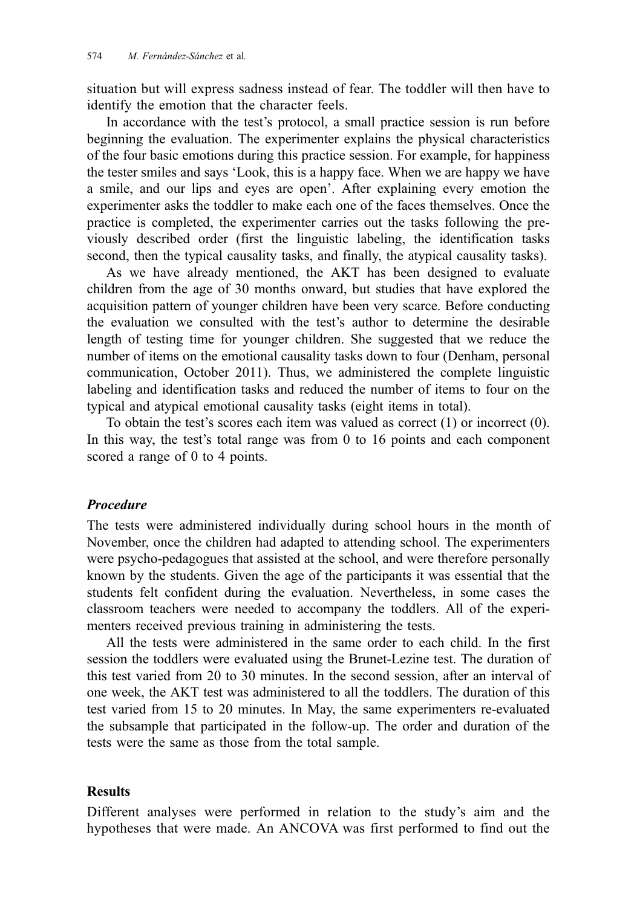situation but will express sadness instead of fear. The toddler will then have to identify the emotion that the character feels.

In accordance with the test's protocol, a small practice session is run before beginning the evaluation. The experimenter explains the physical characteristics of the four basic emotions during this practice session. For example, for happiness the tester smiles and says 'Look, this is a happy face. When we are happy we have a smile, and our lips and eyes are open'. After explaining every emotion the experimenter asks the toddler to make each one of the faces themselves. Once the practice is completed, the experimenter carries out the tasks following the previously described order (first the linguistic labeling, the identification tasks second, then the typical causality tasks, and finally, the atypical causality tasks).

As we have already mentioned, the AKT has been designed to evaluate children from the age of 30 months onward, but studies that have explored the acquisition pattern of younger children have been very scarce. Before conducting the evaluation we consulted with the test's author to determine the desirable length of testing time for younger children. She suggested that we reduce the number of items on the emotional causality tasks down to four (Denham, personal communication, October 2011). Thus, we administered the complete linguistic labeling and identification tasks and reduced the number of items to four on the typical and atypical emotional causality tasks (eight items in total).

To obtain the test's scores each item was valued as correct (1) or incorrect (0). In this way, the test's total range was from 0 to 16 points and each component scored a range of 0 to 4 points.

### *Procedure*

The tests were administered individually during school hours in the month of November, once the children had adapted to attending school. The experimenters were psycho-pedagogues that assisted at the school, and were therefore personally known by the students. Given the age of the participants it was essential that the students felt confident during the evaluation. Nevertheless, in some cases the classroom teachers were needed to accompany the toddlers. All of the experimenters received previous training in administering the tests.

All the tests were administered in the same order to each child. In the first session the toddlers were evaluated using the Brunet-Lezine test. The duration of this test varied from 20 to 30 minutes. In the second session, after an interval of one week, the AKT test was administered to all the toddlers. The duration of this test varied from 15 to 20 minutes. In May, the same experimenters re-evaluated the subsample that participated in the follow-up. The order and duration of the tests were the same as those from the total sample.

## Results

Different analyses were performed in relation to the study's aim and the hypotheses that were made. An ANCOVA was first performed to find out the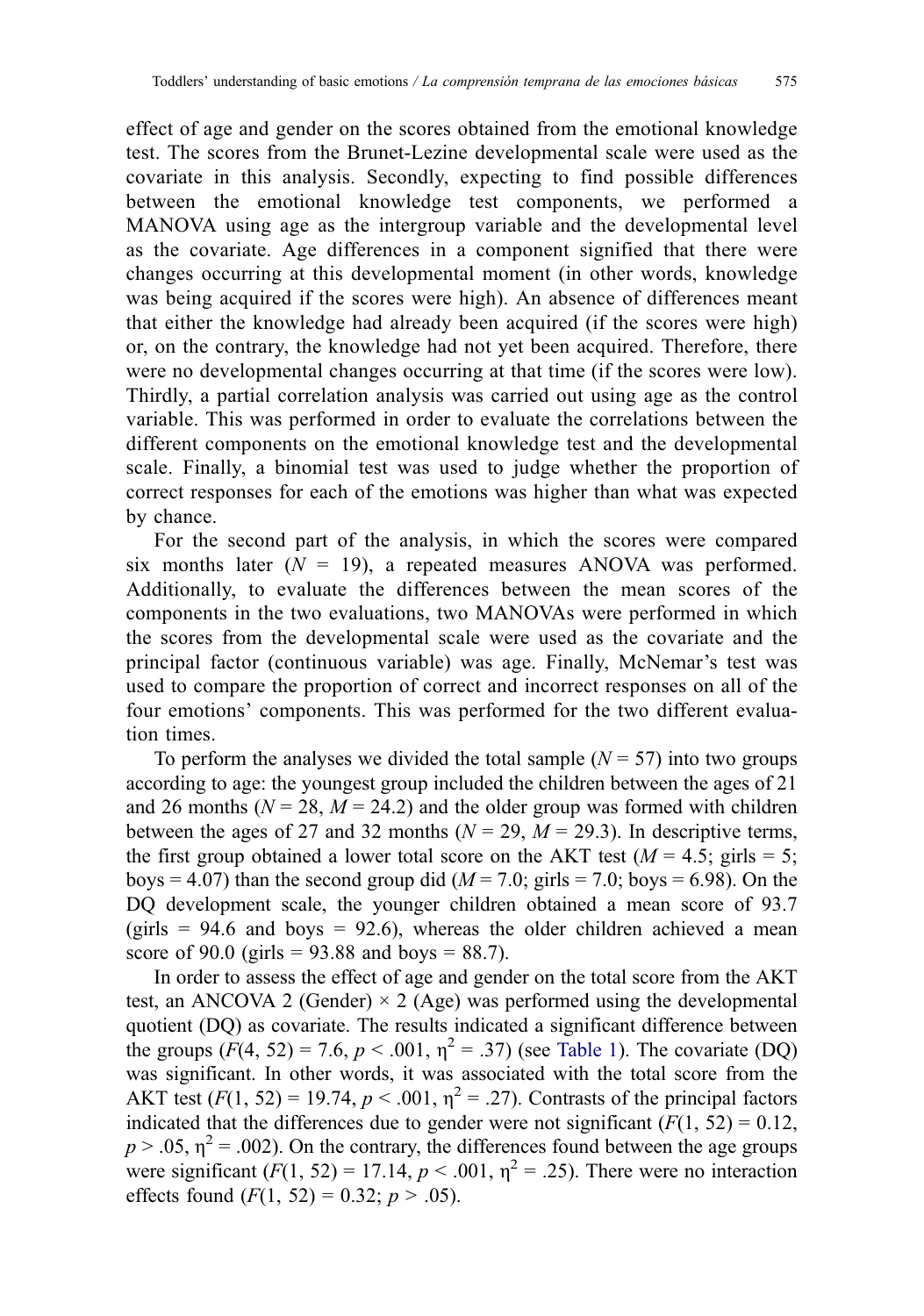effect of age and gender on the scores obtained from the emotional knowledge test. The scores from the Brunet-Lezine developmental scale were used as the covariate in this analysis. Secondly, expecting to find possible differences between the emotional knowledge test components, we performed a MANOVA using age as the intergroup variable and the developmental level as the covariate. Age differences in a component signified that there were changes occurring at this developmental moment (in other words, knowledge was being acquired if the scores were high). An absence of differences meant that either the knowledge had already been acquired (if the scores were high) or, on the contrary, the knowledge had not yet been acquired. Therefore, there were no developmental changes occurring at that time (if the scores were low). Thirdly, a partial correlation analysis was carried out using age as the control variable. This was performed in order to evaluate the correlations between the different components on the emotional knowledge test and the developmental scale. Finally, a binomial test was used to judge whether the proportion of correct responses for each of the emotions was higher than what was expected by chance.

For the second part of the analysis, in which the scores were compared six months later ($N$ = 19), a repeated measures ANOVA was performed. Additionally, to evaluate the differences between the mean scores of the components in the two evaluations, two MANOVAs were performed in which the scores from the developmental scale were used as the covariate and the principal factor (continuous variable) was age. Finally, McNemar's test was used to compare the proportion of correct and incorrect responses on all of the four emotions' components. This was performed for the two different evaluation times.

To perform the analyses we divided the total sample ($N$ = 57) into two groups according to age: the youngest group included the children between the ages of 21 and 26 months ($N$ = 28, $M$ = 24.2) and the older group was formed with children between the ages of 27 and 32 months ($N$ = 29, $M$ = 29.3). In descriptive terms, the first group obtained a lower total score on the AKT test ($M$ = 4.5; girls = 5; boys = 4.07) than the second group did ($M$ = 7.0; girls = 7.0; boys = 6.98). On the DQ development scale, the younger children obtained a mean score of 93.7 (girls = 94.6 and boys = 92.6), whereas the older children achieved a mean score of 90.0 (girls = 93.88 and boys = 88.7).

In order to assess the effect of age and gender on the total score from the AKT test, an ANCOVA 2 (Gender) × 2 (Age) was performed using the developmental quotient (DQ) as covariate. The results indicated a significant difference between the groups ($F(4, 52) = 7.6$, $p < .001$, $\eta^2 = .37$) (see Table 1). The covariate (DQ) was significant. In other words, it was associated with the total score from the AKT test ($F(1, 52) = 19.74$, $p < .001$, $\eta^2 = .27$). Contrasts of the principal factors indicated that the differences due to gender were not significant ($F(1, 52) = 0.12$, $p > .05$, $\eta^2 = .002$). On the contrary, the differences found between the age groups were significant ($F(1, 52) = 17.14$, $p < .001$, $\eta^2 = .25$). There were no interaction effects found ($F(1, 52) = 0.32$; $p > .05$).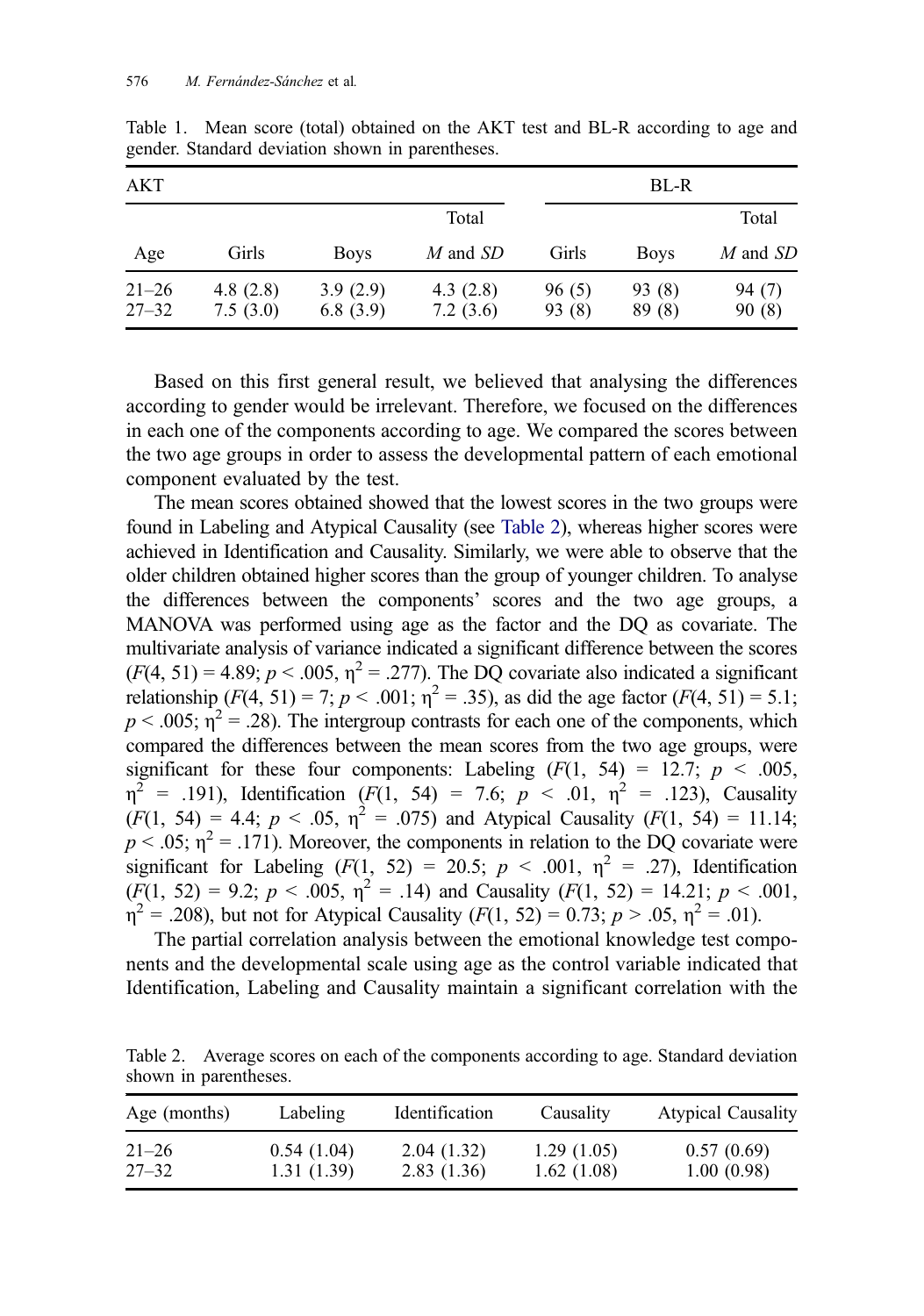Table 1. Mean score (total) obtained on the AKT test and BL-R according to age and gender. Standard deviation shown in parentheses.

| AKT | | | | BL-R | | |
|---|---|---|---|---|---|---|
| | | | Total | | | Total |
| Age | Girls | Boys | *M* and *SD* | Girls | Boys | *M* and *SD* |
| 21–26 | 4.8 (2.8) | 3.9 (2.9) | 4.3 (2.8) | 96 (5) | 93 (8) | 94 (7) |
| 27–32 | 7.5 (3.0) | 6.8 (3.9) | 7.2 (3.6) | 93 (8) | 89 (8) | 90 (8) |

Based on this first general result, we believed that analysing the differences according to gender would be irrelevant. Therefore, we focused on the differences in each one of the components according to age. We compared the scores between the two age groups in order to assess the developmental pattern of each emotional component evaluated by the test.

The mean scores obtained showed that the lowest scores in the two groups were found in Labeling and Atypical Causality (see Table 2), whereas higher scores were achieved in Identification and Causality. Similarly, we were able to observe that the older children obtained higher scores than the group of younger children. To analyse the differences between the components' scores and the two age groups, a MANOVA was performed using age as the factor and the DQ as covariate. The multivariate analysis of variance indicated a significant difference between the scores ($F(4, 51) = 4.89$; $p < .005$, $\eta^2 = .277$). The DQ covariate also indicated a significant relationship ($F(4, 51) = 7$; $p < .001$; $\eta^2 = .35$), as did the age factor ($F(4, 51) = 5.1$; $p < .005$; $\eta^2 = .28$). The intergroup contrasts for each one of the components, which compared the differences between the mean scores from the two age groups, were significant for these four components: Labeling ($F(1, 54) = 12.7$; $p < .005$, $\eta^2 = .191$), Identification ($F(1, 54) = 7.6$; $p < .01$, $\eta^2 = .123$), Causality ($F(1, 54) = 4.4$; $p < .05$, $\eta^2 = .075$) and Atypical Causality ($F(1, 54) = 11.14$; $p < .05$; $\eta^2 = .171$). Moreover, the components in relation to the DQ covariate were significant for Labeling ($F(1, 52) = 20.5$; $p < .001$, $\eta^2 = .27$), Identification ($F(1, 52) = 9.2$; $p < .005$, $\eta^2 = .14$) and Causality ($F(1, 52) = 14.21$; $p < .001$, $\eta^2 = .208$), but not for Atypical Causality ($F(1, 52) = 0.73$; $p > .05$, $\eta^2 = .01$).

The partial correlation analysis between the emotional knowledge test components and the developmental scale using age as the control variable indicated that Identification, Labeling and Causality maintain a significant correlation with the

Table 2. Average scores on each of the components according to age. Standard deviation shown in parentheses.

| Age (months) | Labeling | Identification | Causality | Atypical Causality |
|---|---|---|---|---|
| 21–26 | 0.54 (1.04) | 2.04 (1.32) | 1.29 (1.05) | 0.57 (0.69) |
| 27–32 | 1.31 (1.39) | 2.83 (1.36) | 1.62 (1.08) | 1.00 (0.98) |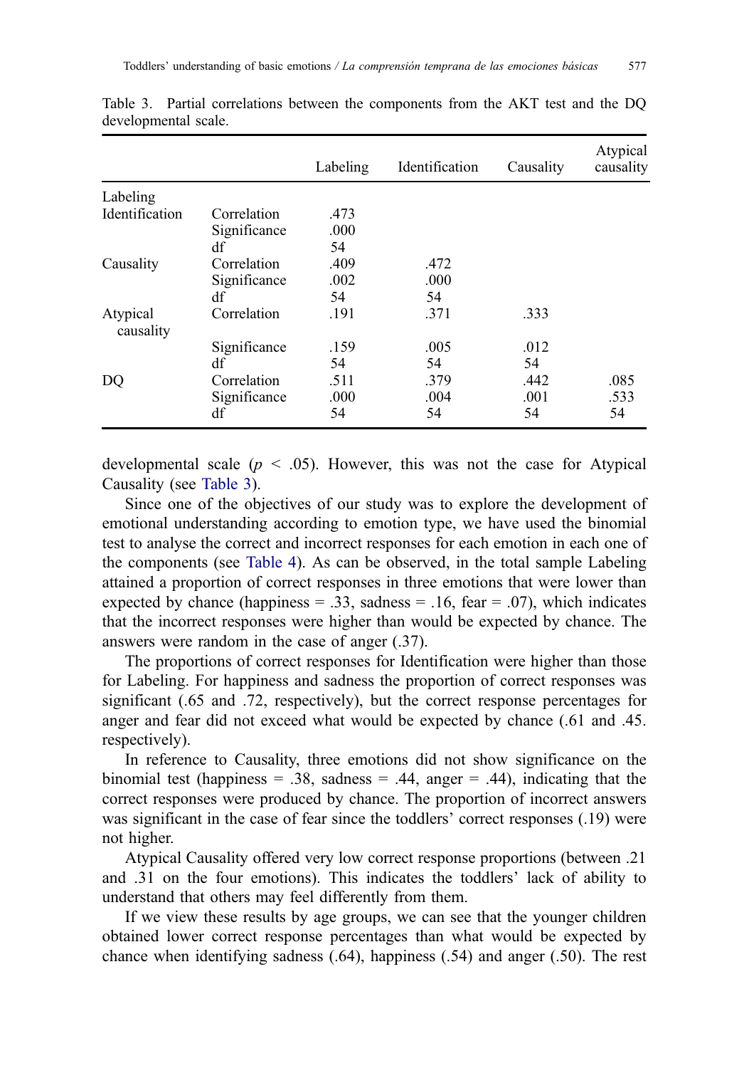Table 3. Partial correlations between the components from the AKT test and the DQ developmental scale.

| | | Labeling | Identification | Causality | Atypical causality |
|---|---|---|---|---|---|
| Labeling | | | | | |
| Identification | Correlation | .473 | | | |
| | Significance | .000 | | | |
| | df | 54 | | | |
| Causality | Correlation | .409 | .472 | | |
| | Significance | .002 | .000 | | |
| | df | 54 | 54 | | |
| Atypical causality | Correlation | .191 | .371 | .333 | |
| | Significance | .159 | .005 | .012 | |
| | df | 54 | 54 | 54 | |
| DQ | Correlation | .511 | .379 | .442 | .085 |
| | Significance | .000 | .004 | .001 | .533 |
| | df | 54 | 54 | 54 | 54 |

developmental scale ($p < .05$). However, this was not the case for Atypical Causality (see Table 3).

Since one of the objectives of our study was to explore the development of emotional understanding according to emotion type, we have used the binomial test to analyse the correct and incorrect responses for each emotion in each one of the components (see Table 4). As can be observed, in the total sample Labeling attained a proportion of correct responses in three emotions that were lower than expected by chance (happiness = .33, sadness = .16, fear = .07), which indicates that the incorrect responses were higher than would be expected by chance. The answers were random in the case of anger (.37).

The proportions of correct responses for Identification were higher than those for Labeling. For happiness and sadness the proportion of correct responses was significant (.65 and .72, respectively), but the correct response percentages for anger and fear did not exceed what would be expected by chance (.61 and .45. respectively).

In reference to Causality, three emotions did not show significance on the binomial test (happiness = .38, sadness = .44, anger = .44), indicating that the correct responses were produced by chance. The proportion of incorrect answers was significant in the case of fear since the toddlers' correct responses (.19) were not higher.

Atypical Causality offered very low correct response proportions (between .21 and .31 on the four emotions). This indicates the toddlers' lack of ability to understand that others may feel differently from them.

If we view these results by age groups, we can see that the younger children obtained lower correct response percentages than what would be expected by chance when identifying sadness (.64), happiness (.54) and anger (.50). The rest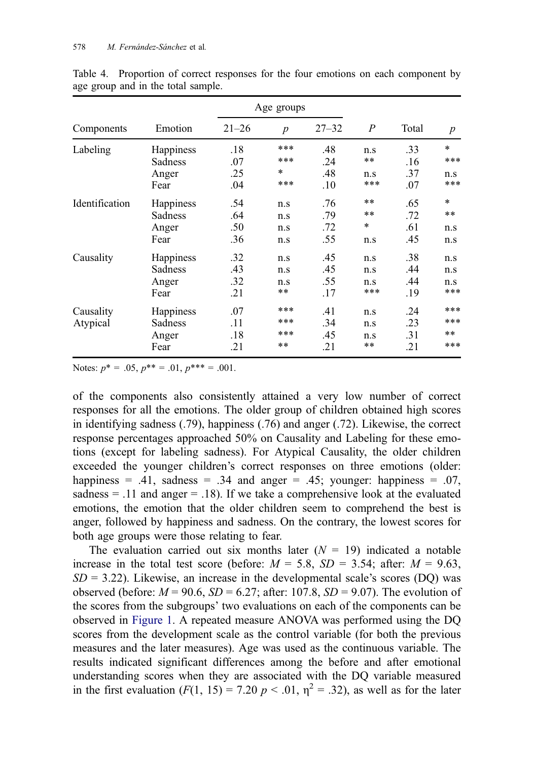Table 4. Proportion of correct responses for the four emotions on each component by age group and in the total sample.

| Components | Emotion | Age groups | | | | | |
|---|---|---|---|---|---|---|---|
| | | 21–26 | *p* | 27–32 | *P* | Total | *p* |
| Labeling | Happiness | .18 | *** | .48 | n.s | .33 | * |
| | Sadness | .07 | *** | .24 | ** | .16 | *** |
| | Anger | .25 | * | .48 | n.s | .37 | n.s |
| | Fear | .04 | *** | .10 | *** | .07 | *** |
| Identification | Happiness | .54 | n.s | .76 | ** | .65 | * |
| | Sadness | .64 | n.s | .79 | ** | .72 | ** |
| | Anger | .50 | n.s | .72 | * | .61 | n.s |
| | Fear | .36 | n.s | .55 | n.s | .45 | n.s |
| Causality | Happiness | .32 | n.s | .45 | n.s | .38 | n.s |
| | Sadness | .43 | n.s | .45 | n.s | .44 | n.s |
| | Anger | .32 | n.s | .55 | n.s | .44 | n.s |
| | Fear | .21 | ** | .17 | *** | .19 | *** |
| Causality Atypical | Happiness | .07 | *** | .41 | n.s | .24 | *** |
| | Sadness | .11 | *** | .34 | n.s | .23 | *** |
| | Anger | .18 | *** | .45 | n.s | .31 | ** |
| | Fear | .21 | ** | .21 | ** | .21 | *** |

Notes: $p^{*} = .05$, $p^{**} = .01$, $p^{***} = .001$.

of the components also consistently attained a very low number of correct responses for all the emotions. The older group of children obtained high scores in identifying sadness (.79), happiness (.76) and anger (.72). Likewise, the correct response percentages approached 50% on Causality and Labeling for these emotions (except for labeling sadness). For Atypical Causality, the older children exceeded the younger children's correct responses on three emotions (older: happiness = .41, sadness = .34 and anger = .45; younger: happiness = .07, sadness = .11 and anger = .18). If we take a comprehensive look at the evaluated emotions, the emotion that the older children seem to comprehend the best is anger, followed by happiness and sadness. On the contrary, the lowest scores for both age groups were those relating to fear.

The evaluation carried out six months later ($N = 19$) indicated a notable increase in the total test score (before: $M = 5.8$, $SD = 3.54$; after: $M = 9.63$, $SD = 3.22$). Likewise, an increase in the developmental scale's scores (DQ) was observed (before: $M = 90.6$, $SD = 6.27$; after: 107.8, $SD = 9.07$). The evolution of the scores from the subgroups' two evaluations on each of the components can be observed in Figure 1. A repeated measure ANOVA was performed using the DQ scores from the development scale as the control variable (for both the previous measures and the later measures). Age was used as the continuous variable. The results indicated significant differences among the before and after emotional understanding scores when they are associated with the DQ variable measured in the first evaluation ($F(1, 15) = 7.20$ $p < .01$, $\eta^2 = .32$), as well as for the later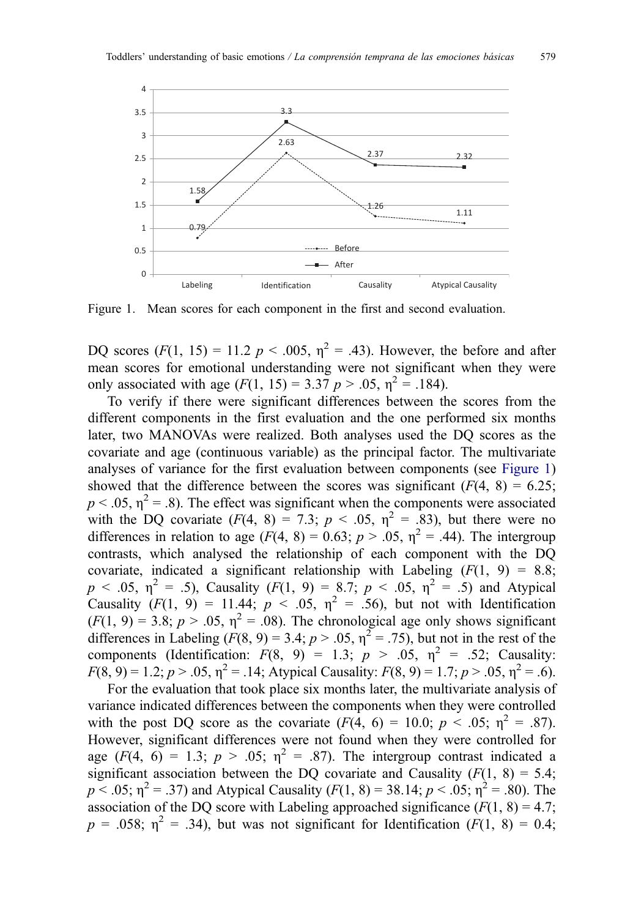Figure 1. Mean scores for each component in the first and second evaluation.

DQ scores ($F(1, 15) = 11.2$ $p < .005$, $\eta^2 = .43$). However, the before and after mean scores for emotional understanding were not significant when they were only associated with age ($F(1, 15) = 3.37$ $p > .05$, $\eta^2 = .184$).

To verify if there were significant differences between the scores from the different components in the first evaluation and the one performed six months later, two MANOVAs were realized. Both analyses used the DQ scores as the covariate and age (continuous variable) as the principal factor. The multivariate analyses of variance for the first evaluation between components (see Figure 1) showed that the difference between the scores was significant ($F(4, 8) = 6.25$; $p < .05$, $\eta^2 = .8$). The effect was significant when the components were associated with the DQ covariate ($F(4, 8) = 7.3$; $p < .05$, $\eta^2 = .83$), but there were no differences in relation to age ($F(4, 8) = 0.63$; $p > .05$, $\eta^2 = .44$). The intergroup contrasts, which analysed the relationship of each component with the DQ covariate, indicated a significant relationship with Labeling ($F(1, 9) = 8.8$; $p < .05$, $\eta^2 = .5$), Causality ($F(1, 9) = 8.7$; $p < .05$, $\eta^2 = .5$) and Atypical Causality ($F(1, 9) = 11.44$; $p < .05$, $\eta^2 = .56$), but not with Identification ($F(1, 9) = 3.8$; $p > .05$, $\eta^2 = .08$). The chronological age only shows significant differences in Labeling ($F(8, 9) = 3.4$; $p > .05$, $\eta^2 = .75$), but not in the rest of the components (Identification: $F(8, 9) = 1.3$; $p > .05$, $\eta^2 = .52$; Causality: $F(8, 9) = 1.2$; $p > .05$, $\eta^2 = .14$; Atypical Causality: $F(8, 9) = 1.7$; $p > .05$, $\eta^2 = .6$).

For the evaluation that took place six months later, the multivariate analysis of variance indicated differences between the components when they were controlled with the post DQ score as the covariate ($F(4, 6) = 10.0$; $p < .05$; $\eta^2 = .87$). However, significant differences were not found when they were controlled for age ($F(4, 6) = 1.3$; $p > .05$; $\eta^2 = .87$). The intergroup contrast indicated a significant association between the DQ covariate and Causality ($F(1, 8) = 5.4$; $p < .05$; $\eta^2 = .37$) and Atypical Causality ($F(1, 8) = 38.14$; $p < .05$; $\eta^2 = .80$). The association of the DQ score with Labeling approached significance ($F(1, 8) = 4.7$; $p = .058$; $\eta^2 = .34$), but was not significant for Identification ($F(1, 8) = 0.4$;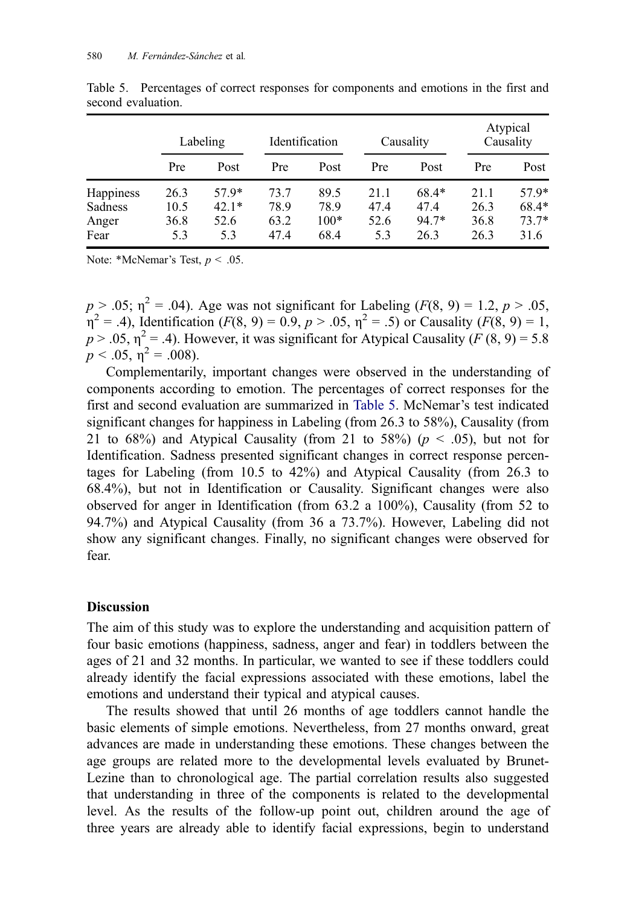Table 5. Percentages of correct responses for components and emotions in the first and second evaluation.

| | Labeling | | Identification | | Causality | | Atypical Causality | |
|---|---|---|---|---|---|---|---|---|
| | Pre | Post | Pre | Post | Pre | Post | Pre | Post |
| Happiness | 26.3 | 57.9* | 73.7 | 89.5 | 21.1 | 68.4* | 21.1 | 57.9* |
| Sadness | 10.5 | 42.1* | 78.9 | 78.9 | 47.4 | 47.4 | 26.3 | 68.4* |
| Anger | 36.8 | 52.6 | 63.2 | 100* | 52.6 | 94.7* | 36.8 | 73.7* |
| Fear | 5.3 | 5.3 | 47.4 | 68.4 | 5.3 | 26.3 | 26.3 | 31.6 |

Note: *McNemar's Test, $p < .05$.

$p > .05$; $\eta^2 = .04$). Age was not significant for Labeling ($F(8, 9) = 1.2$, $p > .05$, $\eta^2 = .4$), Identification ($F(8, 9) = 0.9$, $p > .05$, $\eta^2 = .5$) or Causality ($F(8, 9) = 1$, $p > .05$, $\eta^2 = .4$). However, it was significant for Atypical Causality ($F(8, 9) = 5.8$ $p < .05$, $\eta^2 = .008$).

Complementarily, important changes were observed in the understanding of components according to emotion. The percentages of correct responses for the first and second evaluation are summarized in Table 5. McNemar's test indicated significant changes for happiness in Labeling (from 26.3 to 58%), Causality (from 21 to 68%) and Atypical Causality (from 21 to 58%) ($p < .05$), but not for Identification. Sadness presented significant changes in correct response percentages for Labeling (from 10.5 to 42%) and Atypical Causality (from 26.3 to 68.4%), but not in Identification or Causality. Significant changes were also observed for anger in Identification (from 63.2 a 100%), Causality (from 52 to 94.7%) and Atypical Causality (from 36 a 73.7%). However, Labeling did not show any significant changes. Finally, no significant changes were observed for fear.

## Discussion

The aim of this study was to explore the understanding and acquisition pattern of four basic emotions (happiness, sadness, anger and fear) in toddlers between the ages of 21 and 32 months. In particular, we wanted to see if these toddlers could already identify the facial expressions associated with these emotions, label the emotions and understand their typical and atypical causes.

The results showed that until 26 months of age toddlers cannot handle the basic elements of simple emotions. Nevertheless, from 27 months onward, great advances are made in understanding these emotions. These changes between the age groups are related more to the developmental levels evaluated by Brunet-Lezine than to chronological age. The partial correlation results also suggested that understanding in three of the components is related to the developmental level. As the results of the follow-up point out, children around the age of three years are already able to identify facial expressions, begin to understand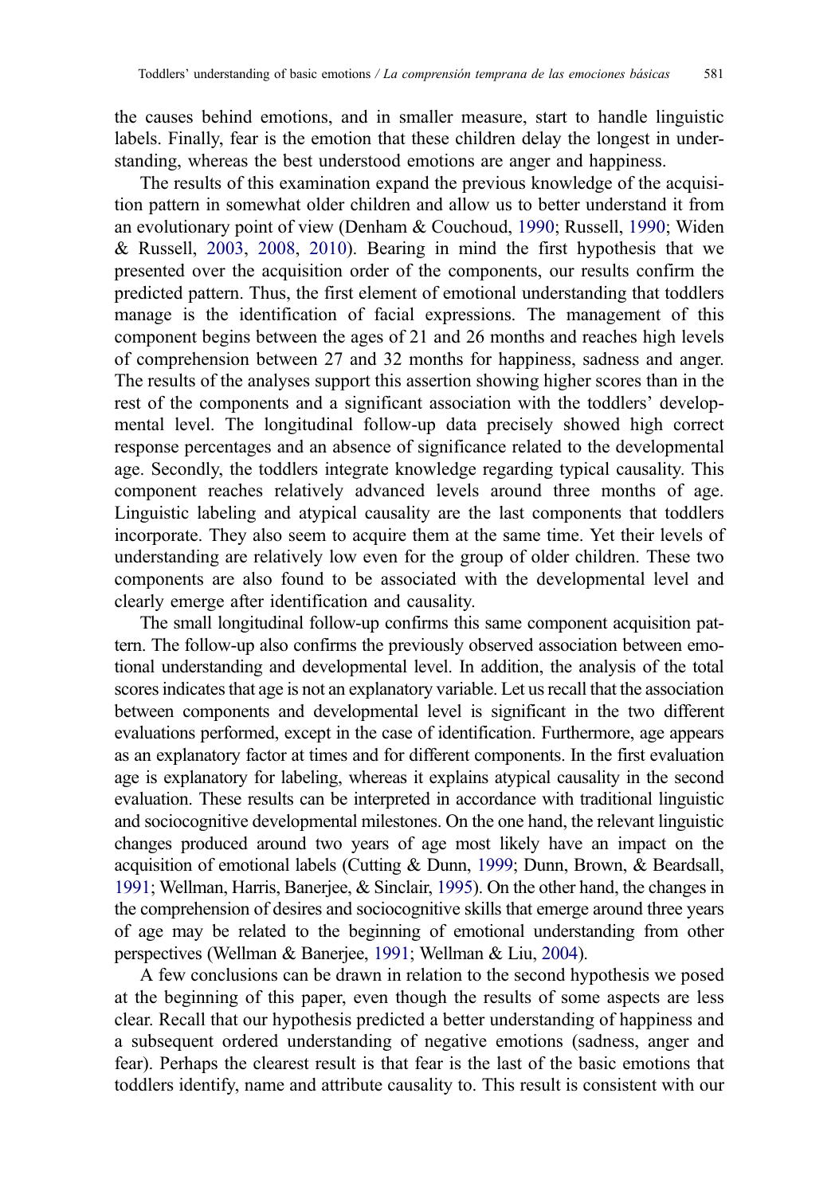the causes behind emotions, and in smaller measure, start to handle linguistic labels. Finally, fear is the emotion that these children delay the longest in understanding, whereas the best understood emotions are anger and happiness.

The results of this examination expand the previous knowledge of the acquisition pattern in somewhat older children and allow us to better understand it from an evolutionary point of view (Denham & Couchoud, 1990; Russell, 1990; Widen & Russell, 2003, 2008, 2010). Bearing in mind the first hypothesis that we presented over the acquisition order of the components, our results confirm the predicted pattern. Thus, the first element of emotional understanding that toddlers manage is the identification of facial expressions. The management of this component begins between the ages of 21 and 26 months and reaches high levels of comprehension between 27 and 32 months for happiness, sadness and anger. The results of the analyses support this assertion showing higher scores than in the rest of the components and a significant association with the toddlers' developmental level. The longitudinal follow-up data precisely showed high correct response percentages and an absence of significance related to the developmental age. Secondly, the toddlers integrate knowledge regarding typical causality. This component reaches relatively advanced levels around three months of age. Linguistic labeling and atypical causality are the last components that toddlers incorporate. They also seem to acquire them at the same time. Yet their levels of understanding are relatively low even for the group of older children. These two components are also found to be associated with the developmental level and clearly emerge after identification and causality.

The small longitudinal follow-up confirms this same component acquisition pattern. The follow-up also confirms the previously observed association between emotional understanding and developmental level. In addition, the analysis of the total scores indicates that age is not an explanatory variable. Let us recall that the association between components and developmental level is significant in the two different evaluations performed, except in the case of identification. Furthermore, age appears as an explanatory factor at times and for different components. In the first evaluation age is explanatory for labeling, whereas it explains atypical causality in the second evaluation. These results can be interpreted in accordance with traditional linguistic and sociocognitive developmental milestones. On the one hand, the relevant linguistic changes produced around two years of age most likely have an impact on the acquisition of emotional labels (Cutting & Dunn, 1999; Dunn, Brown, & Beardsall, 1991; Wellman, Harris, Banerjee, & Sinclair, 1995). On the other hand, the changes in the comprehension of desires and sociocognitive skills that emerge around three years of age may be related to the beginning of emotional understanding from other perspectives (Wellman & Banerjee, 1991; Wellman & Liu, 2004).

A few conclusions can be drawn in relation to the second hypothesis we posed at the beginning of this paper, even though the results of some aspects are less clear. Recall that our hypothesis predicted a better understanding of happiness and a subsequent ordered understanding of negative emotions (sadness, anger and fear). Perhaps the clearest result is that fear is the last of the basic emotions that toddlers identify, name and attribute causality to. This result is consistent with our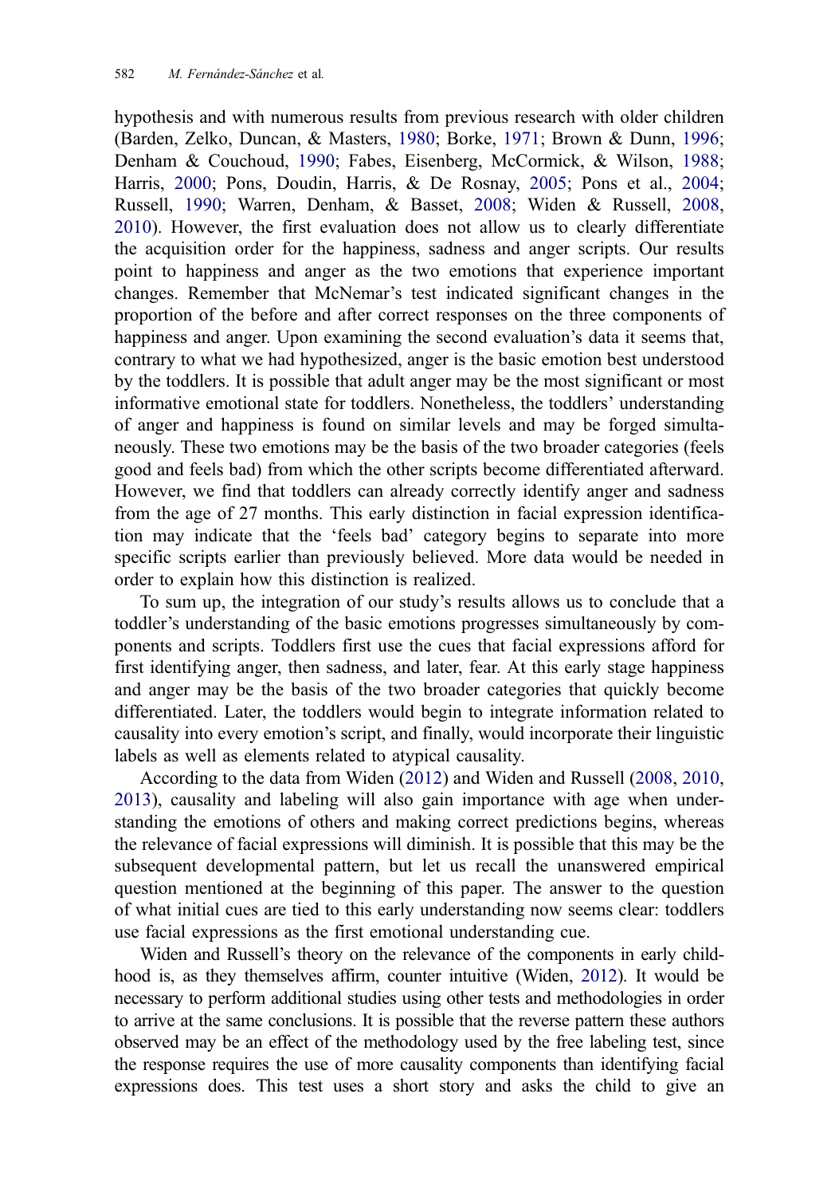hypothesis and with numerous results from previous research with older children (Barden, Zelko, Duncan, & Masters, 1980; Borke, 1971; Brown & Dunn, 1996; Denham & Couchoud, 1990; Fabes, Eisenberg, McCormick, & Wilson, 1988; Harris, 2000; Pons, Doudin, Harris, & De Rosnay, 2005; Pons et al., 2004; Russell, 1990; Warren, Denham, & Basset, 2008; Widen & Russell, 2008, 2010). However, the first evaluation does not allow us to clearly differentiate the acquisition order for the happiness, sadness and anger scripts. Our results point to happiness and anger as the two emotions that experience important changes. Remember that McNemar's test indicated significant changes in the proportion of the before and after correct responses on the three components of happiness and anger. Upon examining the second evaluation's data it seems that, contrary to what we had hypothesized, anger is the basic emotion best understood by the toddlers. It is possible that adult anger may be the most significant or most informative emotional state for toddlers. Nonetheless, the toddlers' understanding of anger and happiness is found on similar levels and may be forged simultaneously. These two emotions may be the basis of the two broader categories (feels good and feels bad) from which the other scripts become differentiated afterward. However, we find that toddlers can already correctly identify anger and sadness from the age of 27 months. This early distinction in facial expression identification may indicate that the 'feels bad' category begins to separate into more specific scripts earlier than previously believed. More data would be needed in order to explain how this distinction is realized.

To sum up, the integration of our study's results allows us to conclude that a toddler's understanding of the basic emotions progresses simultaneously by components and scripts. Toddlers first use the cues that facial expressions afford for first identifying anger, then sadness, and later, fear. At this early stage happiness and anger may be the basis of the two broader categories that quickly become differentiated. Later, the toddlers would begin to integrate information related to causality into every emotion's script, and finally, would incorporate their linguistic labels as well as elements related to atypical causality.

According to the data from Widen (2012) and Widen and Russell (2008, 2010, 2013), causality and labeling will also gain importance with age when understanding the emotions of others and making correct predictions begins, whereas the relevance of facial expressions will diminish. It is possible that this may be the subsequent developmental pattern, but let us recall the unanswered empirical question mentioned at the beginning of this paper. The answer to the question of what initial cues are tied to this early understanding now seems clear: toddlers use facial expressions as the first emotional understanding cue.

Widen and Russell's theory on the relevance of the components in early childhood is, as they themselves affirm, counter intuitive (Widen, 2012). It would be necessary to perform additional studies using other tests and methodologies in order to arrive at the same conclusions. It is possible that the reverse pattern these authors observed may be an effect of the methodology used by the free labeling test, since the response requires the use of more causality components than identifying facial expressions does. This test uses a short story and asks the child to give an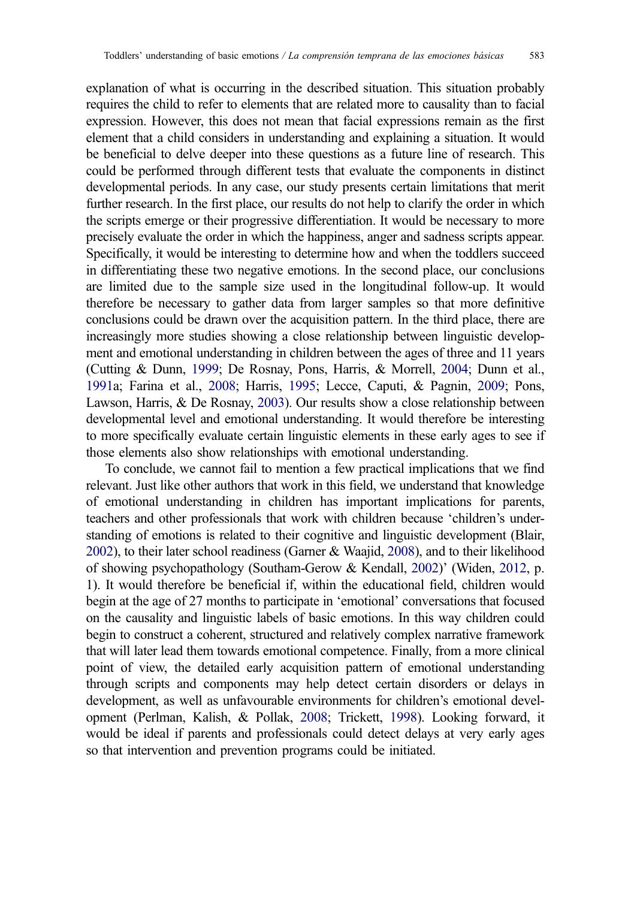explanation of what is occurring in the described situation. This situation probably requires the child to refer to elements that are related more to causality than to facial expression. However, this does not mean that facial expressions remain as the first element that a child considers in understanding and explaining a situation. It would be beneficial to delve deeper into these questions as a future line of research. This could be performed through different tests that evaluate the components in distinct developmental periods. In any case, our study presents certain limitations that merit further research. In the first place, our results do not help to clarify the order in which the scripts emerge or their progressive differentiation. It would be necessary to more precisely evaluate the order in which the happiness, anger and sadness scripts appear. Specifically, it would be interesting to determine how and when the toddlers succeed in differentiating these two negative emotions. In the second place, our conclusions are limited due to the sample size used in the longitudinal follow-up. It would therefore be necessary to gather data from larger samples so that more definitive conclusions could be drawn over the acquisition pattern. In the third place, there are increasingly more studies showing a close relationship between linguistic development and emotional understanding in children between the ages of three and 11 years (Cutting & Dunn, 1999; De Rosnay, Pons, Harris, & Morrell, 2004; Dunn et al., 1991a; Farina et al., 2008; Harris, 1995; Lecce, Caputi, & Pagnin, 2009; Pons, Lawson, Harris, & De Rosnay, 2003). Our results show a close relationship between developmental level and emotional understanding. It would therefore be interesting to more specifically evaluate certain linguistic elements in these early ages to see if those elements also show relationships with emotional understanding.

To conclude, we cannot fail to mention a few practical implications that we find relevant. Just like other authors that work in this field, we understand that knowledge of emotional understanding in children has important implications for parents, teachers and other professionals that work with children because 'children's understanding of emotions is related to their cognitive and linguistic development (Blair, 2002), to their later school readiness (Garner & Waajid, 2008), and to their likelihood of showing psychopathology (Southam-Gerow & Kendall, 2002)' (Widen, 2012, p. 1). It would therefore be beneficial if, within the educational field, children would begin at the age of 27 months to participate in 'emotional' conversations that focused on the causality and linguistic labels of basic emotions. In this way children could begin to construct a coherent, structured and relatively complex narrative framework that will later lead them towards emotional competence. Finally, from a more clinical point of view, the detailed early acquisition pattern of emotional understanding through scripts and components may help detect certain disorders or delays in development, as well as unfavourable environments for children's emotional development (Perlman, Kalish, & Pollak, 2008; Trickett, 1998). Looking forward, it would be ideal if parents and professionals could detect delays at very early ages so that intervention and prevention programs could be initiated.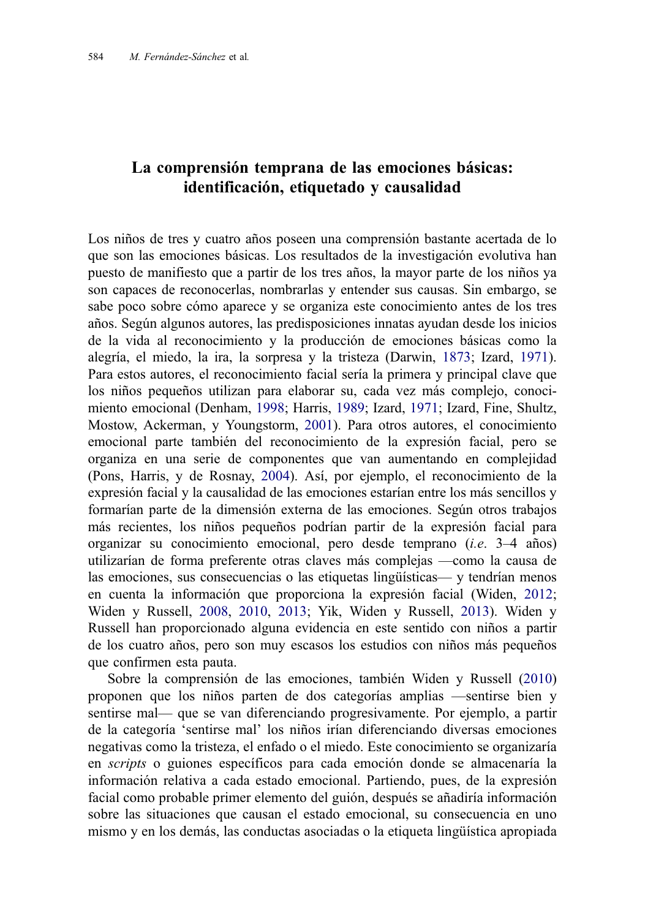## La comprensión temprana de las emociones básicas: identificación, etiquetado y causalidad

Los niños de tres y cuatro años poseen una comprensión bastante acertada de lo que son las emociones básicas. Los resultados de la investigación evolutiva han puesto de manifiesto que a partir de los tres años, la mayor parte de los niños ya son capaces de reconocerlas, nombrarlas y entender sus causas. Sin embargo, se sabe poco sobre cómo aparece y se organiza este conocimiento antes de los tres años. Según algunos autores, las predisposiciones innatas ayudan desde los inicios de la vida al reconocimiento y la producción de emociones básicas como la alegría, el miedo, la ira, la sorpresa y la tristeza (Darwin, 1873; Izard, 1971). Para estos autores, el reconocimiento facial sería la primera y principal clave que los niños pequeños utilizan para elaborar su, cada vez más complejo, conocimiento emocional (Denham, 1998; Harris, 1989; Izard, 1971; Izard, Fine, Shultz, Mostow, Ackerman, y Youngstorm, 2001). Para otros autores, el conocimiento emocional parte también del reconocimiento de la expresión facial, pero se organiza en una serie de componentes que van aumentando en complejidad (Pons, Harris, y de Rosnay, 2004). Así, por ejemplo, el reconocimiento de la expresión facial y la causalidad de las emociones estarían entre los más sencillos y formarían parte de la dimensión externa de las emociones. Según otros trabajos más recientes, los niños pequeños podrían partir de la expresión facial para organizar su conocimiento emocional, pero desde temprano (*i.e.* 3–4 años) utilizarían de forma preferente otras claves más complejas —como la causa de las emociones, sus consecuencias o las etiquetas lingüísticas— y tendrían menos en cuenta la información que proporciona la expresión facial (Widen, 2012; Widen y Russell, 2008, 2010, 2013; Yik, Widen y Russell, 2013). Widen y Russell han proporcionado alguna evidencia en este sentido con niños a partir de los cuatro años, pero son muy escasos los estudios con niños más pequeños que confirmen esta pauta.

Sobre la comprensión de las emociones, también Widen y Russell (2010) proponen que los niños parten de dos categorías amplias —sentirse bien y sentirse mal— que se van diferenciando progresivamente. Por ejemplo, a partir de la categoría 'sentirse mal' los niños irían diferenciando diversas emociones negativas como la tristeza, el enfado o el miedo. Este conocimiento se organizaría en *scripts* o guiones específicos para cada emoción donde se almacenaría la información relativa a cada estado emocional. Partiendo, pues, de la expresión facial como probable primer elemento del guión, después se añadiría información sobre las situaciones que causan el estado emocional, su consecuencia en uno mismo y en los demás, las conductas asociadas o la etiqueta lingüística apropiada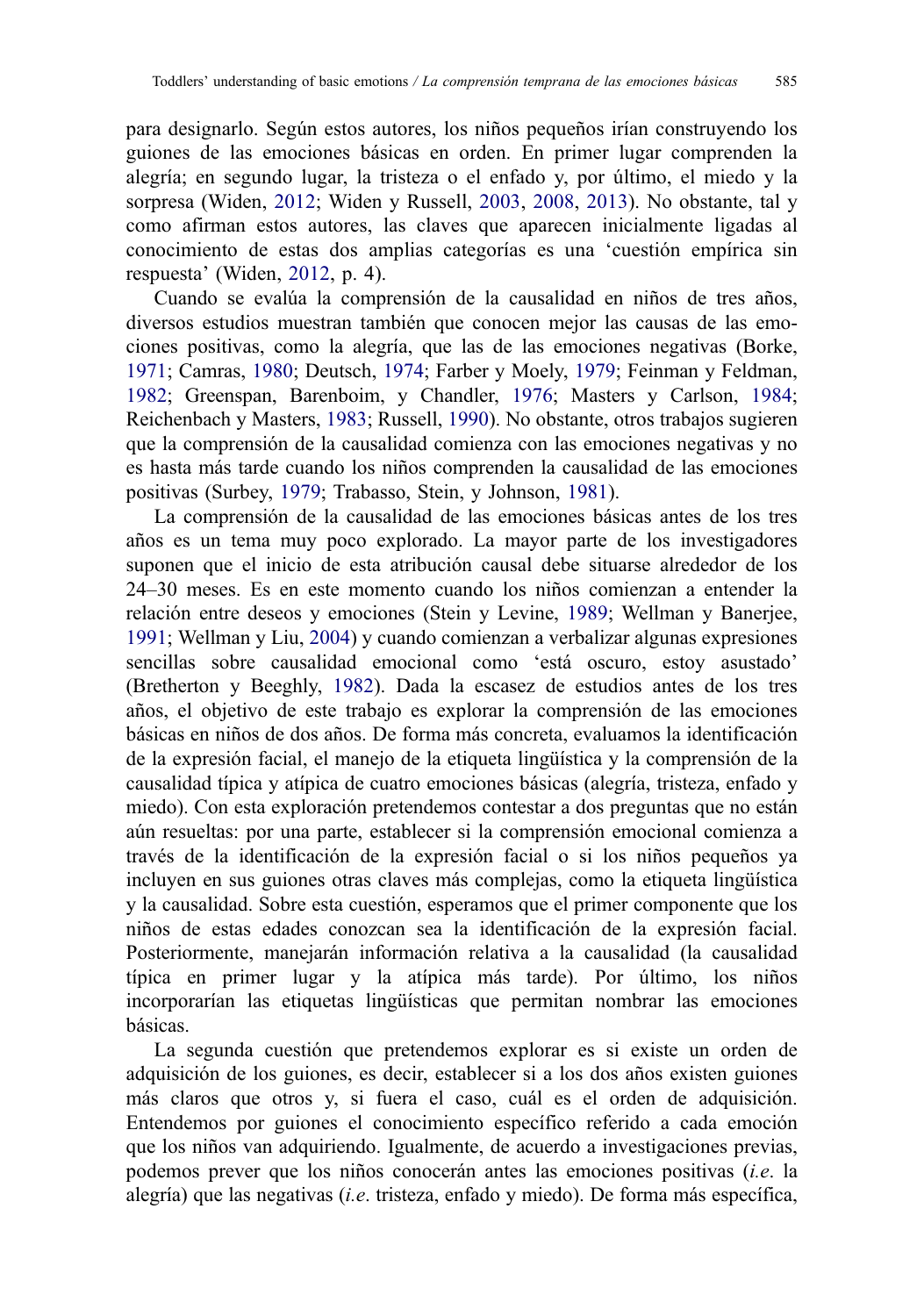para designarlo. Según estos autores, los niños pequeños irían construyendo los guiones de las emociones básicas en orden. En primer lugar comprenden la alegría; en segundo lugar, la tristeza o el enfado y, por último, el miedo y la sorpresa (Widen, 2012; Widen y Russell, 2003, 2008, 2013). No obstante, tal y como afirman estos autores, las claves que aparecen inicialmente ligadas al conocimiento de estas dos amplias categorías es una 'cuestión empírica sin respuesta' (Widen, 2012, p. 4).

Cuando se evalúa la comprensión de la causalidad en niños de tres años, diversos estudios muestran también que conocen mejor las causas de las emociones positivas, como la alegría, que las de las emociones negativas (Borke, 1971; Camras, 1980; Deutsch, 1974; Farber y Moely, 1979; Feinman y Feldman, 1982; Greenspan, Barenboim, y Chandler, 1976; Masters y Carlson, 1984; Reichenbach y Masters, 1983; Russell, 1990). No obstante, otros trabajos sugieren que la comprensión de la causalidad comienza con las emociones negativas y no es hasta más tarde cuando los niños comprenden la causalidad de las emociones positivas (Surbey, 1979; Trabasso, Stein, y Johnson, 1981).

La comprensión de la causalidad de las emociones básicas antes de los tres años es un tema muy poco explorado. La mayor parte de los investigadores suponen que el inicio de esta atribución causal debe situarse alrededor de los 24–30 meses. Es en este momento cuando los niños comienzan a entender la relación entre deseos y emociones (Stein y Levine, 1989; Wellman y Banerjee, 1991; Wellman y Liu, 2004) y cuando comienzan a verbalizar algunas expresiones sencillas sobre causalidad emocional como 'está oscuro, estoy asustado' (Bretherton y Beeghly, 1982). Dada la escasez de estudios antes de los tres años, el objetivo de este trabajo es explorar la comprensión de las emociones básicas en niños de dos años. De forma más concreta, evaluamos la identificación de la expresión facial, el manejo de la etiqueta lingüística y la comprensión de la causalidad típica y atípica de cuatro emociones básicas (alegría, tristeza, enfado y miedo). Con esta exploración pretendemos contestar a dos preguntas que no están aún resueltas: por una parte, establecer si la comprensión emocional comienza a través de la identificación de la expresión facial o si los niños pequeños ya incluyen en sus guiones otras claves más complejas, como la etiqueta lingüística y la causalidad. Sobre esta cuestión, esperamos que el primer componente que los niños de estas edades conozcan sea la identificación de la expresión facial. Posteriormente, manejarán información relativa a la causalidad (la causalidad típica en primer lugar y la atípica más tarde). Por último, los niños incorporarían las etiquetas lingüísticas que permitan nombrar las emociones básicas.

La segunda cuestión que pretendemos explorar es si existe un orden de adquisición de los guiones, es decir, establecer si a los dos años existen guiones más claros que otros y, si fuera el caso, cuál es el orden de adquisición. Entendemos por guiones el conocimiento específico referido a cada emoción que los niños van adquiriendo. Igualmente, de acuerdo a investigaciones previas, podemos prever que los niños conocerán antes las emociones positivas (*i.e.* la alegría) que las negativas (*i.e.* tristeza, enfado y miedo). De forma más específica,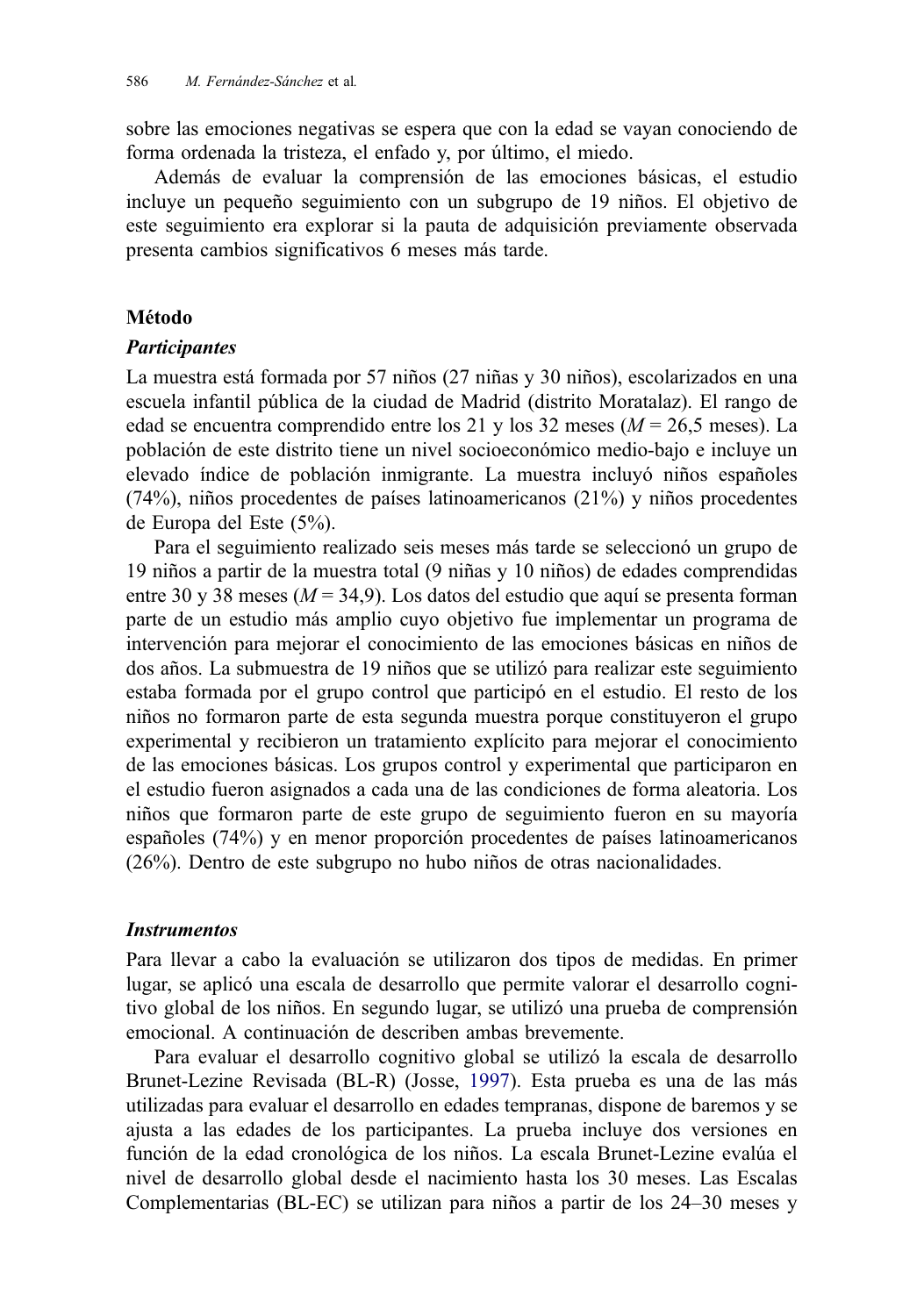sobre las emociones negativas se espera que con la edad se vayan conociendo de forma ordenada la tristeza, el enfado y, por último, el miedo.

Además de evaluar la comprensión de las emociones básicas, el estudio incluye un pequeño seguimiento con un subgrupo de 19 niños. El objetivo de este seguimiento era explorar si la pauta de adquisición previamente observada presenta cambios significativos 6 meses más tarde.

## Método

### *Participantes*

La muestra está formada por 57 niños (27 niñas y 30 niños), escolarizados en una escuela infantil pública de la ciudad de Madrid (distrito Moratalaz). El rango de edad se encuentra comprendido entre los 21 y los 32 meses ($M$ = 26,5 meses). La población de este distrito tiene un nivel socioeconómico medio-bajo e incluye un elevado índice de población inmigrante. La muestra incluyó niños españoles (74%), niños procedentes de países latinoamericanos (21%) y niños procedentes de Europa del Este (5%).

Para el seguimiento realizado seis meses más tarde se seleccionó un grupo de 19 niños a partir de la muestra total (9 niñas y 10 niños) de edades comprendidas entre 30 y 38 meses ($M$ = 34,9). Los datos del estudio que aquí se presenta forman parte de un estudio más amplio cuyo objetivo fue implementar un programa de intervención para mejorar el conocimiento de las emociones básicas en niños de dos años. La submuestra de 19 niños que se utilizó para realizar este seguimiento estaba formada por el grupo control que participó en el estudio. El resto de los niños no formaron parte de esta segunda muestra porque constituyeron el grupo experimental y recibieron un tratamiento explícito para mejorar el conocimiento de las emociones básicas. Los grupos control y experimental que participaron en el estudio fueron asignados a cada una de las condiciones de forma aleatoria. Los niños que formaron parte de este grupo de seguimiento fueron en su mayoría españoles (74%) y en menor proporción procedentes de países latinoamericanos (26%). Dentro de este subgrupo no hubo niños de otras nacionalidades.

### *Instrumentos*

Para llevar a cabo la evaluación se utilizaron dos tipos de medidas. En primer lugar, se aplicó una escala de desarrollo que permite valorar el desarrollo cognitivo global de los niños. En segundo lugar, se utilizó una prueba de comprensión emocional. A continuación de describen ambas brevemente.

Para evaluar el desarrollo cognitivo global se utilizó la escala de desarrollo Brunet-Lezine Revisada (BL-R) (Josse, 1997). Esta prueba es una de las más utilizadas para evaluar el desarrollo en edades tempranas, dispone de baremos y se ajusta a las edades de los participantes. La prueba incluye dos versiones en función de la edad cronológica de los niños. La escala Brunet-Lezine evalúa el nivel de desarrollo global desde el nacimiento hasta los 30 meses. Las Escalas Complementarias (BL-EC) se utilizan para niños a partir de los 24–30 meses y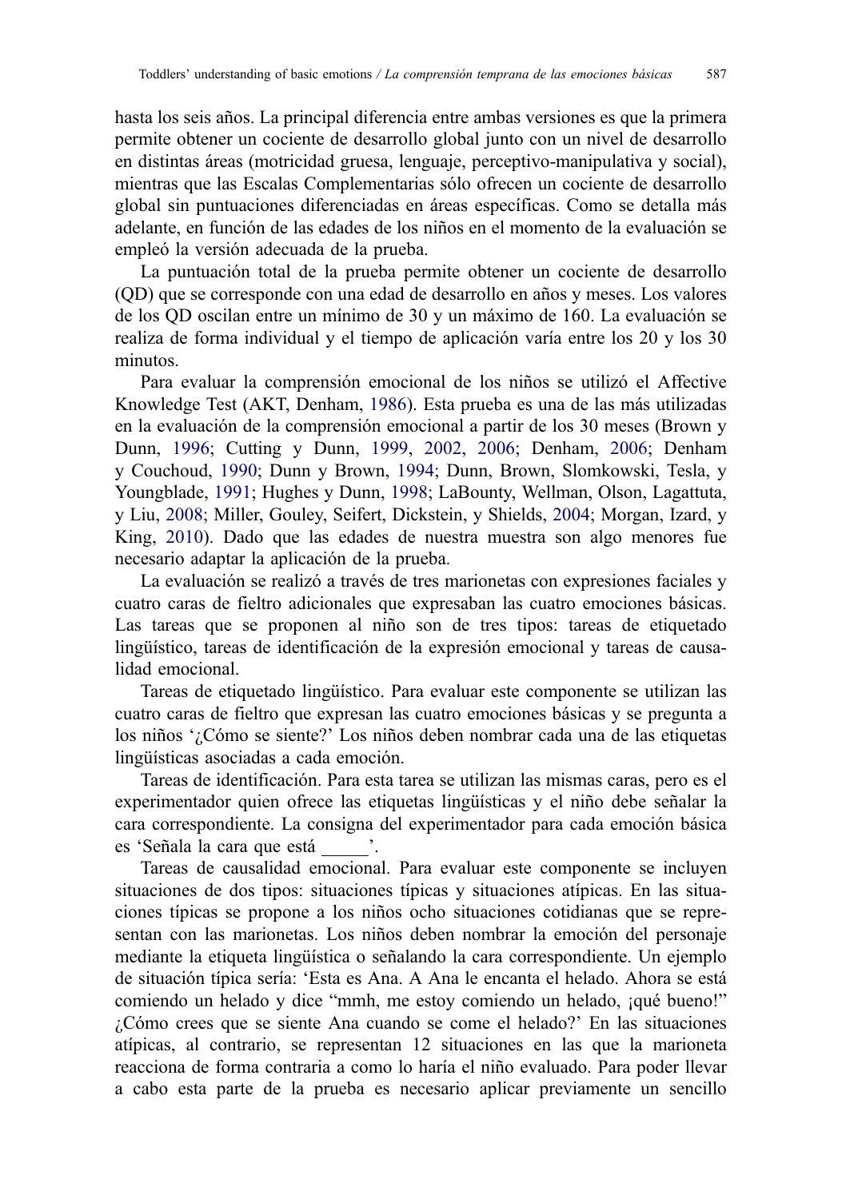hasta los seis años. La principal diferencia entre ambas versiones es que la primera permite obtener un cociente de desarrollo global junto con un nivel de desarrollo en distintas áreas (motricidad gruesa, lenguaje, perceptivo-manipulativa y social), mientras que las Escalas Complementarias sólo ofrecen un cociente de desarrollo global sin puntuaciones diferenciadas en áreas específicas. Como se detalla más adelante, en función de las edades de los niños en el momento de la evaluación se empleó la versión adecuada de la prueba.

La puntuación total de la prueba permite obtener un cociente de desarrollo (QD) que se corresponde con una edad de desarrollo en años y meses. Los valores de los QD oscilan entre un mínimo de 30 y un máximo de 160. La evaluación se realiza de forma individual y el tiempo de aplicación varía entre los 20 y los 30 minutos.

Para evaluar la comprensión emocional de los niños se utilizó el Affective Knowledge Test (AKT, Denham, 1986). Esta prueba es una de las más utilizadas en la evaluación de la comprensión emocional a partir de los 30 meses (Brown y Dunn, 1996; Cutting y Dunn, 1999, 2002, 2006; Denham, 2006; Denham y Couchoud, 1990; Dunn y Brown, 1994; Dunn, Brown, Slomkowski, Tesla, y Youngblade, 1991; Hughes y Dunn, 1998; LaBounty, Wellman, Olson, Lagattuta, y Liu, 2008; Miller, Gouley, Seifert, Dickstein, y Shields, 2004; Morgan, Izard, y King, 2010). Dado que las edades de nuestra muestra son algo menores fue necesario adaptar la aplicación de la prueba.

La evaluación se realizó a través de tres marionetas con expresiones faciales y cuatro caras de fieltro adicionales que expresaban las cuatro emociones básicas. Las tareas que se proponen al niño son de tres tipos: tareas de etiquetado lingüístico, tareas de identificación de la expresión emocional y tareas de causalidad emocional.

Tareas de etiquetado lingüístico. Para evaluar este componente se utilizan las cuatro caras de fieltro que expresan las cuatro emociones básicas y se pregunta a los niños '¿Cómo se siente?' Los niños deben nombrar cada una de las etiquetas lingüísticas asociadas a cada emoción.

Tareas de identificación. Para esta tarea se utilizan las mismas caras, pero es el experimentador quien ofrece las etiquetas lingüísticas y el niño debe señalar la cara correspondiente. La consigna del experimentador para cada emoción básica es 'Señala la cara que está _____'.

Tareas de causalidad emocional. Para evaluar este componente se incluyen situaciones de dos tipos: situaciones típicas y situaciones atípicas. En las situaciones típicas se propone a los niños ocho situaciones cotidianas que se representan con las marionetas. Los niños deben nombrar la emoción del personaje mediante la etiqueta lingüística o señalando la cara correspondiente. Un ejemplo de situación típica sería: 'Esta es Ana. A Ana le encanta el helado. Ahora se está comiendo un helado y dice "mmh, me estoy comiendo un helado, ¡qué bueno!" ¿Cómo crees que se siente Ana cuando se come el helado?' En las situaciones atípicas, al contrario, se representan 12 situaciones en las que la marioneta reacciona de forma contraria a como lo haría el niño evaluado. Para poder llevar a cabo esta parte de la prueba es necesario aplicar previamente un sencillo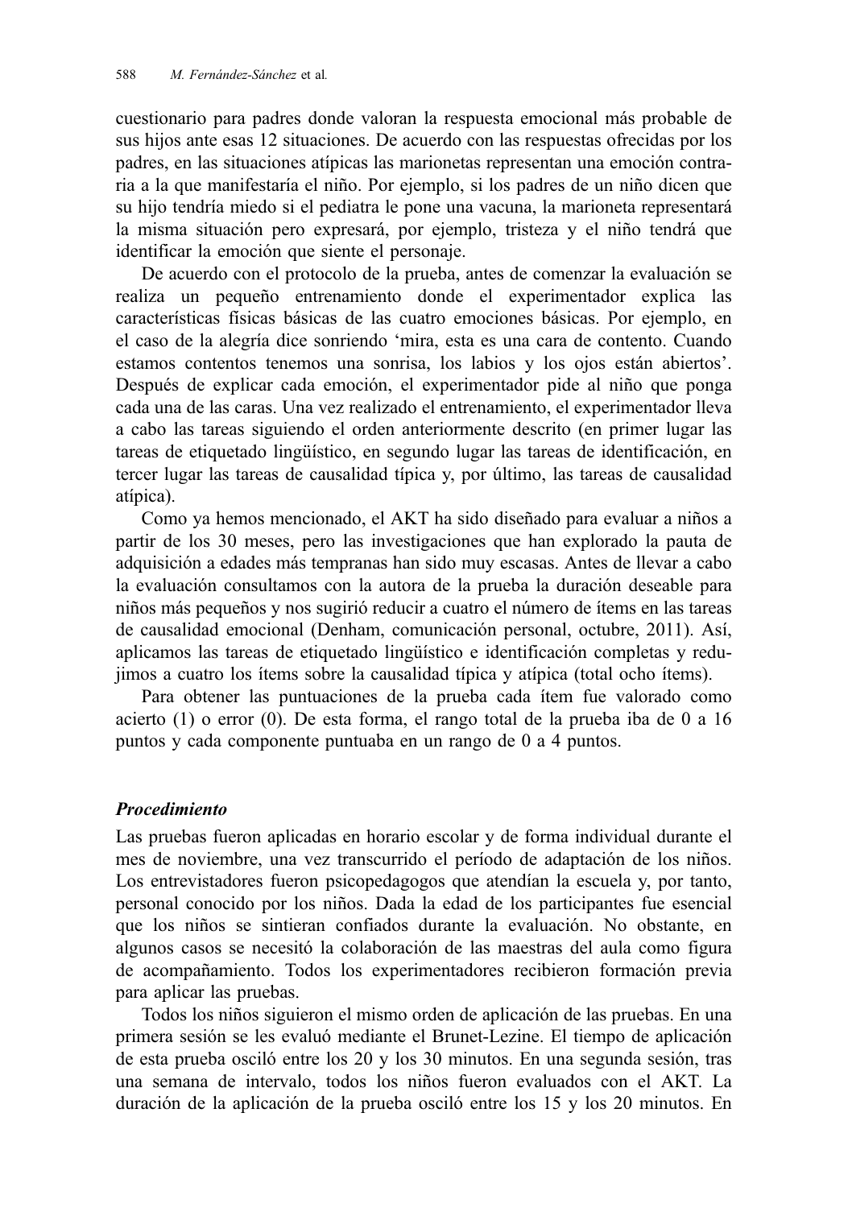cuestionario para padres donde valoran la respuesta emocional más probable de sus hijos ante esas 12 situaciones. De acuerdo con las respuestas ofrecidas por los padres, en las situaciones atípicas las marionetas representan una emoción contraria a la que manifestaría el niño. Por ejemplo, si los padres de un niño dicen que su hijo tendría miedo si el pediatra le pone una vacuna, la marioneta representará la misma situación pero expresará, por ejemplo, tristeza y el niño tendrá que identificar la emoción que siente el personaje.

De acuerdo con el protocolo de la prueba, antes de comenzar la evaluación se realiza un pequeño entrenamiento donde el experimentador explica las características físicas básicas de las cuatro emociones básicas. Por ejemplo, en el caso de la alegría dice sonriendo 'mira, esta es una cara de contento. Cuando estamos contentos tenemos una sonrisa, los labios y los ojos están abiertos'. Después de explicar cada emoción, el experimentador pide al niño que ponga cada una de las caras. Una vez realizado el entrenamiento, el experimentador lleva a cabo las tareas siguiendo el orden anteriormente descrito (en primer lugar las tareas de etiquetado lingüístico, en segundo lugar las tareas de identificación, en tercer lugar las tareas de causalidad típica y, por último, las tareas de causalidad atípica).

Como ya hemos mencionado, el AKT ha sido diseñado para evaluar a niños a partir de los 30 meses, pero las investigaciones que han explorado la pauta de adquisición a edades más tempranas han sido muy escasas. Antes de llevar a cabo la evaluación consultamos con la autora de la prueba la duración deseable para niños más pequeños y nos sugirió reducir a cuatro el número de ítems en las tareas de causalidad emocional (Denham, comunicación personal, octubre, 2011). Así, aplicamos las tareas de etiquetado lingüístico e identificación completas y redujimos a cuatro los ítems sobre la causalidad típica y atípica (total ocho ítems).

Para obtener las puntuaciones de la prueba cada ítem fue valorado como acierto (1) o error (0). De esta forma, el rango total de la prueba iba de 0 a 16 puntos y cada componente puntuaba en un rango de 0 a 4 puntos.

### *Procedimiento*

Las pruebas fueron aplicadas en horario escolar y de forma individual durante el mes de noviembre, una vez transcurrido el período de adaptación de los niños. Los entrevistadores fueron psicopedagogos que atendían la escuela y, por tanto, personal conocido por los niños. Dada la edad de los participantes fue esencial que los niños se sintieran confiados durante la evaluación. No obstante, en algunos casos se necesitó la colaboración de las maestras del aula como figura de acompañamiento. Todos los experimentadores recibieron formación previa para aplicar las pruebas.

Todos los niños siguieron el mismo orden de aplicación de las pruebas. En una primera sesión se les evaluó mediante el Brunet-Lezine. El tiempo de aplicación de esta prueba osciló entre los 20 y los 30 minutos. En una segunda sesión, tras una semana de intervalo, todos los niños fueron evaluados con el AKT. La duración de la aplicación de la prueba osciló entre los 15 y los 20 minutos. En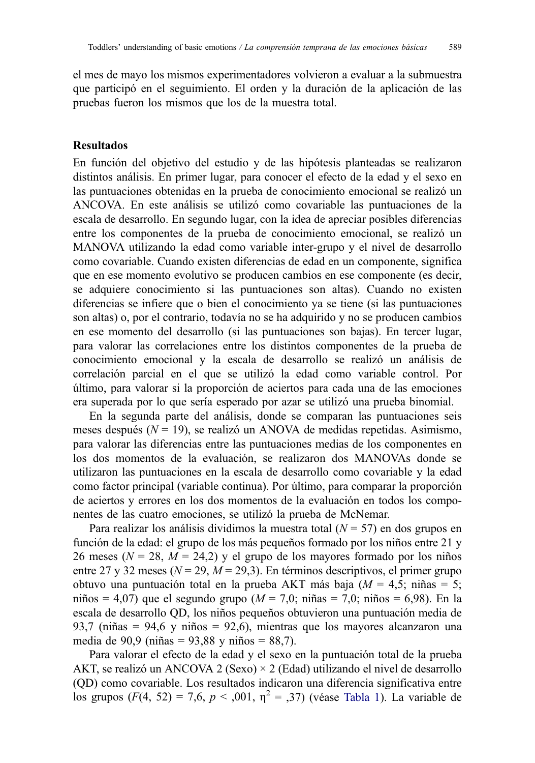el mes de mayo los mismos experimentadores volvieron a evaluar a la submuestra que participó en el seguimiento. El orden y la duración de la aplicación de las pruebas fueron los mismos que los de la muestra total.

## Resultados

En función del objetivo del estudio y de las hipótesis planteadas se realizaron distintos análisis. En primer lugar, para conocer el efecto de la edad y el sexo en las puntuaciones obtenidas en la prueba de conocimiento emocional se realizó un ANCOVA. En este análisis se utilizó como covariable las puntuaciones de la escala de desarrollo. En segundo lugar, con la idea de apreciar posibles diferencias entre los componentes de la prueba de conocimiento emocional, se realizó un MANOVA utilizando la edad como variable inter-grupo y el nivel de desarrollo como covariable. Cuando existen diferencias de edad en un componente, significa que en ese momento evolutivo se producen cambios en ese componente (es decir, se adquiere conocimiento si las puntuaciones son altas). Cuando no existen diferencias se infiere que o bien el conocimiento ya se tiene (si las puntuaciones son altas) o, por el contrario, todavía no se ha adquirido y no se producen cambios en ese momento del desarrollo (si las puntuaciones son bajas). En tercer lugar, para valorar las correlaciones entre los distintos componentes de la prueba de conocimiento emocional y la escala de desarrollo se realizó un análisis de correlación parcial en el que se utilizó la edad como variable control. Por último, para valorar si la proporción de aciertos para cada una de las emociones era superada por lo que sería esperado por azar se utilizó una prueba binomial.

En la segunda parte del análisis, donde se comparan las puntuaciones seis meses después ($N = 19$), se realizó un ANOVA de medidas repetidas. Asimismo, para valorar las diferencias entre las puntuaciones medias de los componentes en los dos momentos de la evaluación, se realizaron dos MANOVAs donde se utilizaron las puntuaciones en la escala de desarrollo como covariable y la edad como factor principal (variable continua). Por último, para comparar la proporción de aciertos y errores en los dos momentos de la evaluación en todos los componentes de las cuatro emociones, se utilizó la prueba de McNemar.

Para realizar los análisis dividimos la muestra total ($N = 57$) en dos grupos en función de la edad: el grupo de los más pequeños formado por los niños entre 21 y 26 meses ($N = 28$, $M = 24{,}2$) y el grupo de los mayores formado por los niños entre 27 y 32 meses ($N = 29$, $M = 29{,}3$). En términos descriptivos, el primer grupo obtuvo una puntuación total en la prueba AKT más baja ($M = 4{,}5$; niñas = 5; niños = 4,07) que el segundo grupo ($M = 7{,}0$; niñas = 7,0; niños = 6,98). En la escala de desarrollo QD, los niños pequeños obtuvieron una puntuación media de 93,7 (niñas = 94,6 y niños = 92,6), mientras que los mayores alcanzaron una media de 90,9 (niñas = 93,88 y niños = 88,7).

Para valorar el efecto de la edad y el sexo en la puntuación total de la prueba AKT, se realizó un ANCOVA 2 (Sexo) × 2 (Edad) utilizando el nivel de desarrollo (QD) como covariable. Los resultados indicaron una diferencia significativa entre los grupos ($F(4, 52) = 7{,}6$, $p < {,}001$, $\eta^2 = {,}37$) (véase Tabla 1). La variable de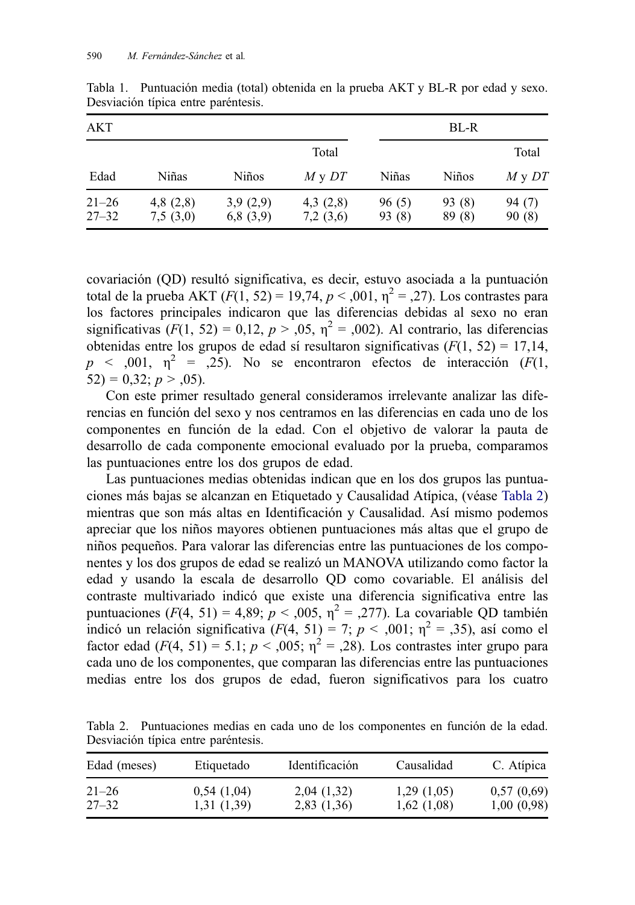Tabla 1. Puntuación media (total) obtenida en la prueba AKT y BL-R por edad y sexo. Desviación típica entre paréntesis.

| AKT | | | | BL-R | | |
|---|---|---|---|---|---|---|
| | | | Total | | | Total |
| Edad | Niñas | Niños | *M* y *DT* | Niñas | Niños | *M* y *DT* |
| 21–26 | 4,8 (2,8) | 3,9 (2,9) | 4,3 (2,8) | 96 (5) | 93 (8) | 94 (7) |
| 27–32 | 7,5 (3,0) | 6,8 (3,9) | 7,2 (3,6) | 93 (8) | 89 (8) | 90 (8) |

covariación (QD) resultó significativa, es decir, estuvo asociada a la puntuación total de la prueba AKT ($F(1, 52) = 19{,}74$, $p < {,}001$, $\eta^2 = {,}27$). Los contrastes para los factores principales indicaron que las diferencias debidas al sexo no eran significativas ($F(1, 52) = 0{,}12$, $p > {,}05$, $\eta^2 = {,}002$). Al contrario, las diferencias obtenidas entre los grupos de edad sí resultaron significativas ($F(1, 52) = 17{,}14$, $p < {,}001$, $\eta^2 = {,}25$). No se encontraron efectos de interacción ($F(1, 52) = 0{,}32$; $p > {,}05$).

Con este primer resultado general consideramos irrelevante analizar las diferencias en función del sexo y nos centramos en las diferencias en cada uno de los componentes en función de la edad. Con el objetivo de valorar la pauta de desarrollo de cada componente emocional evaluado por la prueba, comparamos las puntuaciones entre los dos grupos de edad.

Las puntuaciones medias obtenidas indican que en los dos grupos las puntuaciones más bajas se alcanzan en Etiquetado y Causalidad Atípica, (véase Tabla 2) mientras que son más altas en Identificación y Causalidad. Así mismo podemos apreciar que los niños mayores obtienen puntuaciones más altas que el grupo de niños pequeños. Para valorar las diferencias entre las puntuaciones de los componentes y los dos grupos de edad se realizó un MANOVA utilizando como factor la edad y usando la escala de desarrollo QD como covariable. El análisis del contraste multivariado indicó que existe una diferencia significativa entre las puntuaciones ($F(4, 51) = 4{,}89$; $p < {,}005$, $\eta^2 = {,}277$). La covariable QD también indicó un relación significativa ($F(4, 51) = 7$; $p < {,}001$; $\eta^2 = {,}35$), así como el factor edad ($F(4, 51) = 5.1$; $p < {,}005$; $\eta^2 = {,}28$). Los contrastes inter grupo para cada uno de los componentes, que comparan las diferencias entre las puntuaciones medias entre los dos grupos de edad, fueron significativos para los cuatro

Tabla 2. Puntuaciones medias en cada uno de los componentes en función de la edad. Desviación típica entre paréntesis.

| Edad (meses) | Etiquetado | Identificación | Causalidad | C. Atípica |
|---|---|---|---|---|
| 21–26 | 0,54 (1,04) | 2,04 (1,32) | 1,29 (1,05) | 0,57 (0,69) |
| 27–32 | 1,31 (1,39) | 2,83 (1,36) | 1,62 (1,08) | 1,00 (0,98) |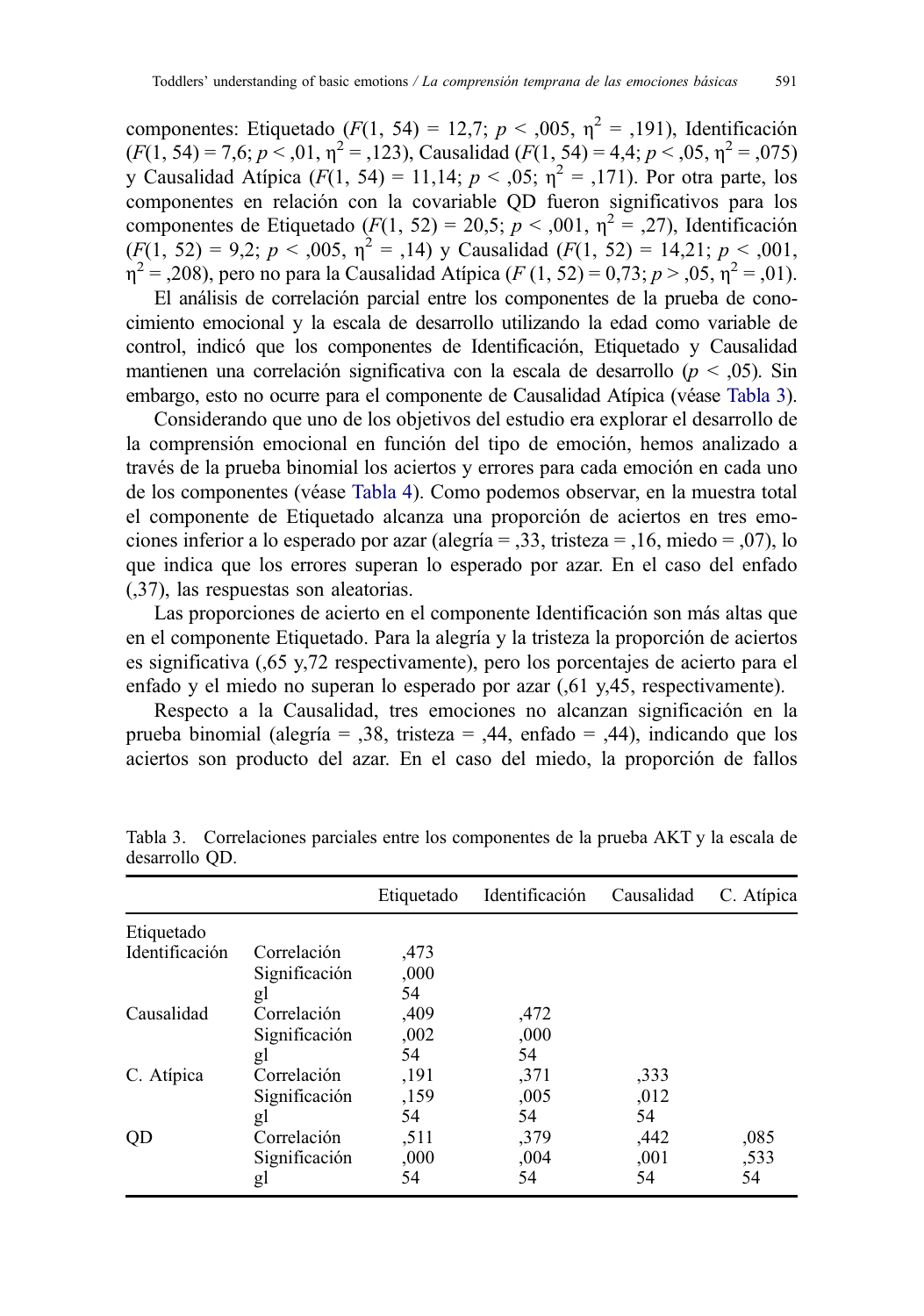componentes: Etiquetado ($F(1, 54) = 12{,}7$; $p < {,}005$, $\eta^2 = {,}191$), Identificación ($F(1, 54) = 7{,}6$; $p < {,}01$, $\eta^2 = {,}123$), Causalidad ($F(1, 54) = 4{,}4$; $p < {,}05$, $\eta^2 = {,}075$) y Causalidad Atípica ($F(1, 54) = 11{,}14$; $p < {,}05$; $\eta^2 = {,}171$). Por otra parte, los componentes en relación con la covariable QD fueron significativos para los componentes de Etiquetado ($F(1, 52) = 20{,}5$; $p < {,}001$, $\eta^2 = {,}27$), Identificación ($F(1, 52) = 9{,}2$; $p < {,}005$, $\eta^2 = {,}14$) y Causalidad ($F(1, 52) = 14{,}21$; $p < {,}001$, $\eta^2 = {,}208$), pero no para la Causalidad Atípica ($F(1, 52) = 0{,}73$; $p > {,}05$, $\eta^2 = {,}01$).

El análisis de correlación parcial entre los componentes de la prueba de conocimiento emocional y la escala de desarrollo utilizando la edad como variable de control, indicó que los componentes de Identificación, Etiquetado y Causalidad mantienen una correlación significativa con la escala de desarrollo ($p < {,}05$). Sin embargo, esto no ocurre para el componente de Causalidad Atípica (véase Tabla 3).

Considerando que uno de los objetivos del estudio era explorar el desarrollo de la comprensión emocional en función del tipo de emoción, hemos analizado a través de la prueba binomial los aciertos y errores para cada emoción en cada uno de los componentes (véase Tabla 4). Como podemos observar, en la muestra total el componente de Etiquetado alcanza una proporción de aciertos en tres emociones inferior a lo esperado por azar (alegría = ,33, tristeza = ,16, miedo = ,07), lo que indica que los errores superan lo esperado por azar. En el caso del enfado (,37), las respuestas son aleatorias.

Las proporciones de acierto en el componente Identificación son más altas que en el componente Etiquetado. Para la alegría y la tristeza la proporción de aciertos es significativa (,65 y,72 respectivamente), pero los porcentajes de acierto para el enfado y el miedo no superan lo esperado por azar (,61 y,45, respectivamente).

Respecto a la Causalidad, tres emociones no alcanzan significación en la prueba binomial (alegría = ,38, tristeza = ,44, enfado = ,44), indicando que los aciertos son producto del azar. En el caso del miedo, la proporción de fallos

Tabla 3. Correlaciones parciales entre los componentes de la prueba AKT y la escala de desarrollo QD.

| | | Etiquetado | Identificación | Causalidad | C. Atípica |
|---|---|---|---|---|---|
| Etiquetado | | | | | |
| Identificación | Correlación | ,473 | | | |
| | Significación | ,000 | | | |
| | gl | 54 | | | |
| Causalidad | Correlación | ,409 | ,472 | | |
| | Significación | ,002 | ,000 | | |
| | gl | 54 | 54 | | |
| C. Atípica | Correlación | ,191 | ,371 | ,333 | |
| | Significación | ,159 | ,005 | ,012 | |
| | gl | 54 | 54 | 54 | |
| QD | Correlación | ,511 | ,379 | ,442 | ,085 |
| | Significación | ,000 | ,004 | ,001 | ,533 |
| | gl | 54 | 54 | 54 | 54 |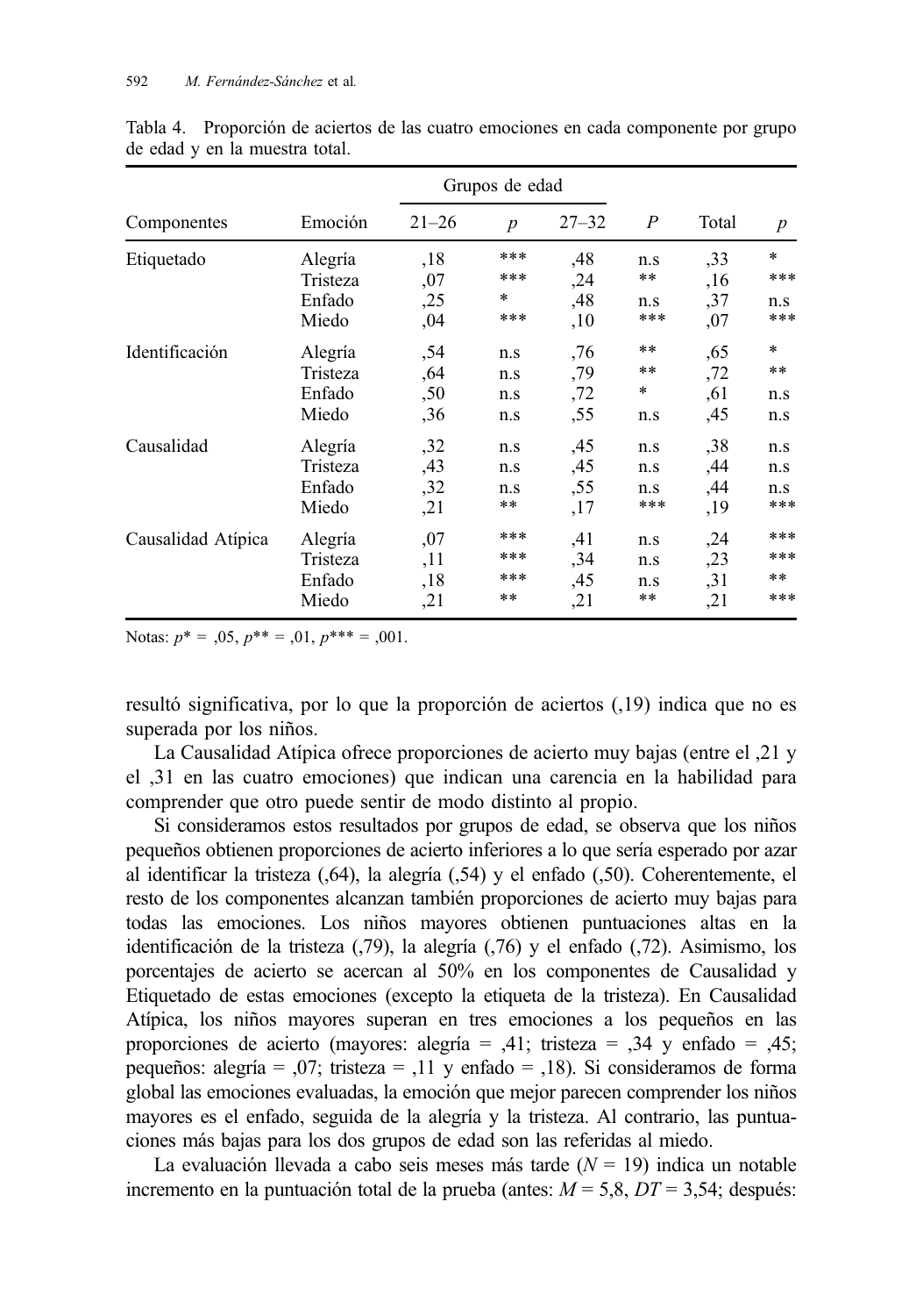Tabla 4. Proporción de aciertos de las cuatro emociones en cada componente por grupo de edad y en la muestra total.

| Componentes | Emoción | Grupos de edad | | | | | |
|---|---|---|---|---|---|---|---|
| | | 21–26 | *p* | 27–32 | *P* | Total | *p* |
| Etiquetado | Alegría | ,18 | *** | ,48 | n.s | ,33 | * |
| | Tristeza | ,07 | *** | ,24 | ** | ,16 | *** |
| | Enfado | ,25 | * | ,48 | n.s | ,37 | n.s |
| | Miedo | ,04 | *** | ,10 | *** | ,07 | *** |
| Identificación | Alegría | ,54 | n.s | ,76 | ** | ,65 | * |
| | Tristeza | ,64 | n.s | ,79 | ** | ,72 | ** |
| | Enfado | ,50 | n.s | ,72 | * | ,61 | n.s |
| | Miedo | ,36 | n.s | ,55 | n.s | ,45 | n.s |
| Causalidad | Alegría | ,32 | n.s | ,45 | n.s | ,38 | n.s |
| | Tristeza | ,43 | n.s | ,45 | n.s | ,44 | n.s |
| | Enfado | ,32 | n.s | ,55 | n.s | ,44 | n.s |
| | Miedo | ,21 | ** | ,17 | *** | ,19 | *** |
| Causalidad Atípica | Alegría | ,07 | *** | ,41 | n.s | ,24 | *** |
| | Tristeza | ,11 | *** | ,34 | n.s | ,23 | *** |
| | Enfado | ,18 | *** | ,45 | n.s | ,31 | ** |
| | Miedo | ,21 | ** | ,21 | ** | ,21 | *** |

Notas: $p^{*}$ = ,05, $p^{**}$ = ,01, $p^{***}$ = ,001.

resultó significativa, por lo que la proporción de aciertos (,19) indica que no es superada por los niños.

La Causalidad Atípica ofrece proporciones de acierto muy bajas (entre el ,21 y el ,31 en las cuatro emociones) que indican una carencia en la habilidad para comprender que otro puede sentir de modo distinto al propio.

Si consideramos estos resultados por grupos de edad, se observa que los niños pequeños obtienen proporciones de acierto inferiores a lo que sería esperado por azar al identificar la tristeza (,64), la alegría (,54) y el enfado (,50). Coherentemente, el resto de los componentes alcanzan también proporciones de acierto muy bajas para todas las emociones. Los niños mayores obtienen puntuaciones altas en la identificación de la tristeza (,79), la alegría (,76) y el enfado (,72). Asimismo, los porcentajes de acierto se acercan al 50% en los componentes de Causalidad y Etiquetado de estas emociones (excepto la etiqueta de la tristeza). En Causalidad Atípica, los niños mayores superan en tres emociones a los pequeños en las proporciones de acierto (mayores: alegría = ,41; tristeza = ,34 y enfado = ,45; pequeños: alegría = ,07; tristeza = ,11 y enfado = ,18). Si consideramos de forma global las emociones evaluadas, la emoción que mejor parecen comprender los niños mayores es el enfado, seguida de la alegría y la tristeza. Al contrario, las puntuaciones más bajas para los dos grupos de edad son las referidas al miedo.

La evaluación llevada a cabo seis meses más tarde ($N$ = 19) indica un notable incremento en la puntuación total de la prueba (antes: $M$ = 5,8, $DT$ = 3,54; después: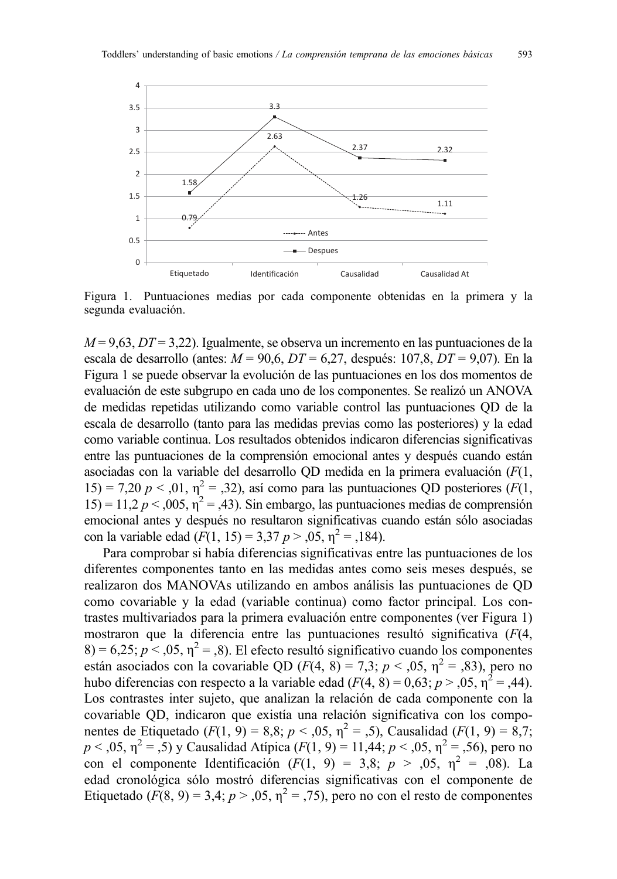Figura 1. Puntuaciones medias por cada componente obtenidas en la primera y la segunda evaluación.

$M = 9{,}63$, $DT = 3{,}22$). Igualmente, se observa un incremento en las puntuaciones de la escala de desarrollo (antes: $M = 90{,}6$, $DT = 6{,}27$, después: 107,8, $DT = 9{,}07$). En la Figura 1 se puede observar la evolución de las puntuaciones en los dos momentos de evaluación de este subgrupo en cada uno de los componentes. Se realizó un ANOVA de medidas repetidas utilizando como variable control las puntuaciones QD de la escala de desarrollo (tanto para las medidas previas como las posteriores) y la edad como variable continua. Los resultados obtenidos indicaron diferencias significativas entre las puntuaciones de la comprensión emocional antes y después cuando están asociadas con la variable del desarrollo QD medida en la primera evaluación ($F(1, 15) = 7{,}20$ $p < {,}01$, $\eta^2 = {,}32$), así como para las puntuaciones QD posteriores ($F(1, 15) = 11{,}2$ $p < {,}005$, $\eta^2 = {,}43$). Sin embargo, las puntuaciones medias de comprensión emocional antes y después no resultaron significativas cuando están sólo asociadas con la variable edad ($F(1, 15) = 3{,}37$ $p > {,}05$, $\eta^2 = {,}184$).

Para comprobar si había diferencias significativas entre las puntuaciones de los diferentes componentes tanto en las medidas antes como seis meses después, se realizaron dos MANOVAs utilizando en ambos análisis las puntuaciones de QD como covariable y la edad (variable continua) como factor principal. Los contrastes multivariados para la primera evaluación entre componentes (ver Figura 1) mostraron que la diferencia entre las puntuaciones resultó significativa ($F(4, 8) = 6{,}25$; $p < {,}05$, $\eta^2 = {,}8$). El efecto resultó significativo cuando los componentes están asociados con la covariable QD ($F(4, 8) = 7{,}3$; $p < {,}05$, $\eta^2 = {,}83$), pero no hubo diferencias con respecto a la variable edad ($F(4, 8) = 0{,}63$; $p > {,}05$, $\eta^2 = {,}44$). Los contrastes inter sujeto, que analizan la relación de cada componente con la covariable QD, indicaron que existía una relación significativa con los componentes de Etiquetado ($F(1, 9) = 8{,}8$; $p < {,}05$, $\eta^2 = {,}5$), Causalidad ($F(1, 9) = 8{,}7$; $p < {,}05$, $\eta^2 = {,}5$) y Causalidad Atípica ($F(1, 9) = 11{,}44$; $p < {,}05$, $\eta^2 = {,}56$), pero no con el componente Identificación ($F(1, 9) = 3{,}8$; $p > {,}05$, $\eta^2 = {,}08$). La edad cronológica sólo mostró diferencias significativas con el componente de Etiquetado ($F(8, 9) = 3{,}4$; $p > {,}05$, $\eta^2 = {,}75$), pero no con el resto de componentes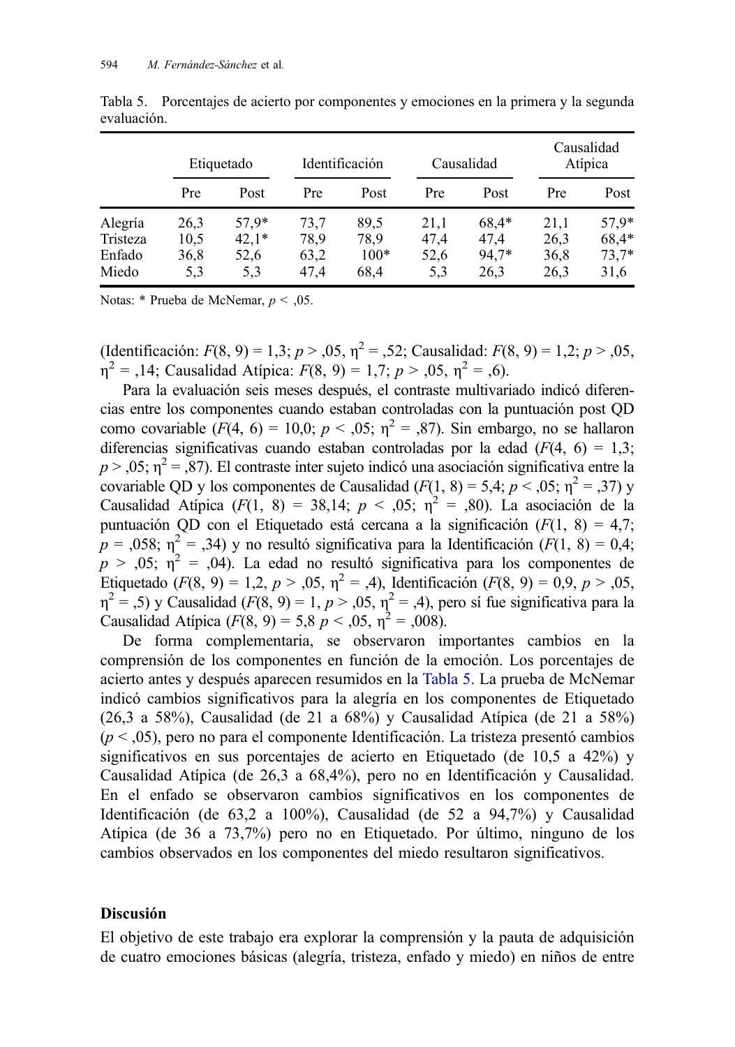Tabla 5. Porcentajes de acierto por componentes y emociones en la primera y la segunda evaluación.

| | Etiquetado | | Identificación | | Causalidad | | Causalidad Atípica | |
|---|---|---|---|---|---|---|---|---|
| | Pre | Post | Pre | Post | Pre | Post | Pre | Post |
| Alegría | 26,3 | 57,9* | 73,7 | 89,5 | 21,1 | 68,4* | 21,1 | 57,9* |
| Tristeza | 10,5 | 42,1* | 78,9 | 78,9 | 47,4 | 47,4 | 26,3 | 68,4* |
| Enfado | 36,8 | 52,6 | 63,2 | 100* | 52,6 | 94,7* | 36,8 | 73,7* |
| Miedo | 5,3 | 5,3 | 47,4 | 68,4 | 5,3 | 26,3 | 26,3 | 31,6 |

Notas: * Prueba de McNemar, $p < ,05$.

(Identificación: $F(8, 9) = 1,3$; $p > ,05$, $\eta^2 = ,52$; Causalidad: $F(8, 9) = 1,2$; $p > ,05$, $\eta^2 = ,14$; Causalidad Atípica: $F(8, 9) = 1,7$; $p > ,05$, $\eta^2 = ,6$).

Para la evaluación seis meses después, el contraste multivariado indicó diferencias entre los componentes cuando estaban controladas con la puntuación post QD como covariable ($F(4, 6) = 10,0$; $p < ,05$; $\eta^2 = ,87$). Sin embargo, no se hallaron diferencias significativas cuando estaban controladas por la edad ($F(4, 6) = 1,3$; $p > ,05$; $\eta^2 = ,87$). El contraste inter sujeto indicó una asociación significativa entre la covariable QD y los componentes de Causalidad ($F(1, 8) = 5,4$; $p < ,05$; $\eta^2 = ,37$) y Causalidad Atípica ($F(1, 8) = 38,14$; $p < ,05$; $\eta^2 = ,80$). La asociación de la puntuación QD con el Etiquetado está cercana a la significación ($F(1, 8) = 4,7$; $p = ,058$; $\eta^2 = ,34$) y no resultó significativa para la Identificación ($F(1, 8) = 0,4$; $p > ,05$; $\eta^2 = ,04$). La edad no resultó significativa para los componentes de Etiquetado ($F(8, 9) = 1,2$, $p > ,05$, $\eta^2 = ,4$), Identificación ($F(8, 9) = 0,9$, $p > ,05$, $\eta^2 = ,5$) y Causalidad ($F(8, 9) = 1$, $p > ,05$, $\eta^2 = ,4$), pero sí fue significativa para la Causalidad Atípica ($F(8, 9) = 5,8$ $p < ,05$, $\eta^2 = ,008$).

De forma complementaria, se observaron importantes cambios en la comprensión de los componentes en función de la emoción. Los porcentajes de acierto antes y después aparecen resumidos en la Tabla 5. La prueba de McNemar indicó cambios significativos para la alegría en los componentes de Etiquetado (26,3 a 58%), Causalidad (de 21 a 68%) y Causalidad Atípica (de 21 a 58%) ($p < ,05$), pero no para el componente Identificación. La tristeza presentó cambios significativos en sus porcentajes de acierto en Etiquetado (de 10,5 a 42%) y Causalidad Atípica (de 26,3 a 68,4%), pero no en Identificación y Causalidad. En el enfado se observaron cambios significativos en los componentes de Identificación (de 63,2 a 100%), Causalidad (de 52 a 94,7%) y Causalidad Atípica (de 36 a 73,7%) pero no en Etiquetado. Por último, ninguno de los cambios observados en los componentes del miedo resultaron significativos.

## Discusión

El objetivo de este trabajo era explorar la comprensión y la pauta de adquisición de cuatro emociones básicas (alegría, tristeza, enfado y miedo) en niños de entre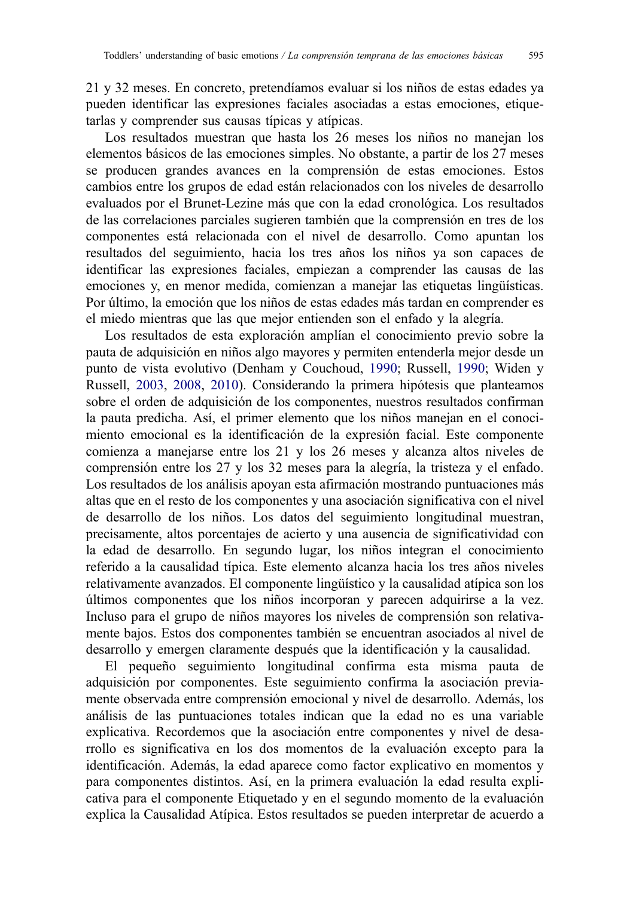21 y 32 meses. En concreto, pretendíamos evaluar si los niños de estas edades ya pueden identificar las expresiones faciales asociadas a estas emociones, etiquetarlas y comprender sus causas típicas y atípicas.

Los resultados muestran que hasta los 26 meses los niños no manejan los elementos básicos de las emociones simples. No obstante, a partir de los 27 meses se producen grandes avances en la comprensión de estas emociones. Estos cambios entre los grupos de edad están relacionados con los niveles de desarrollo evaluados por el Brunet-Lezine más que con la edad cronológica. Los resultados de las correlaciones parciales sugieren también que la comprensión en tres de los componentes está relacionada con el nivel de desarrollo. Como apuntan los resultados del seguimiento, hacia los tres años los niños ya son capaces de identificar las expresiones faciales, empiezan a comprender las causas de las emociones y, en menor medida, comienzan a manejar las etiquetas lingüísticas. Por último, la emoción que los niños de estas edades más tardan en comprender es el miedo mientras que las que mejor entienden son el enfado y la alegría.

Los resultados de esta exploración amplían el conocimiento previo sobre la pauta de adquisición en niños algo mayores y permiten entenderla mejor desde un punto de vista evolutivo (Denham y Couchoud, 1990; Russell, 1990; Widen y Russell, 2003, 2008, 2010). Considerando la primera hipótesis que planteamos sobre el orden de adquisición de los componentes, nuestros resultados confirman la pauta predicha. Así, el primer elemento que los niños manejan en el conocimiento emocional es la identificación de la expresión facial. Este componente comienza a manejarse entre los 21 y los 26 meses y alcanza altos niveles de comprensión entre los 27 y los 32 meses para la alegría, la tristeza y el enfado. Los resultados de los análisis apoyan esta afirmación mostrando puntuaciones más altas que en el resto de los componentes y una asociación significativa con el nivel de desarrollo de los niños. Los datos del seguimiento longitudinal muestran, precisamente, altos porcentajes de acierto y una ausencia de significatividad con la edad de desarrollo. En segundo lugar, los niños integran el conocimiento referido a la causalidad típica. Este elemento alcanza hacia los tres años niveles relativamente avanzados. El componente lingüístico y la causalidad atípica son los últimos componentes que los niños incorporan y parecen adquirirse a la vez. Incluso para el grupo de niños mayores los niveles de comprensión son relativamente bajos. Estos dos componentes también se encuentran asociados al nivel de desarrollo y emergen claramente después que la identificación y la causalidad.

El pequeño seguimiento longitudinal confirma esta misma pauta de adquisición por componentes. Este seguimiento confirma la asociación previamente observada entre comprensión emocional y nivel de desarrollo. Además, los análisis de las puntuaciones totales indican que la edad no es una variable explicativa. Recordemos que la asociación entre componentes y nivel de desarrollo es significativa en los dos momentos de la evaluación excepto para la identificación. Además, la edad aparece como factor explicativo en momentos y para componentes distintos. Así, en la primera evaluación la edad resulta explicativa para el componente Etiquetado y en el segundo momento de la evaluación explica la Causalidad Atípica. Estos resultados se pueden interpretar de acuerdo a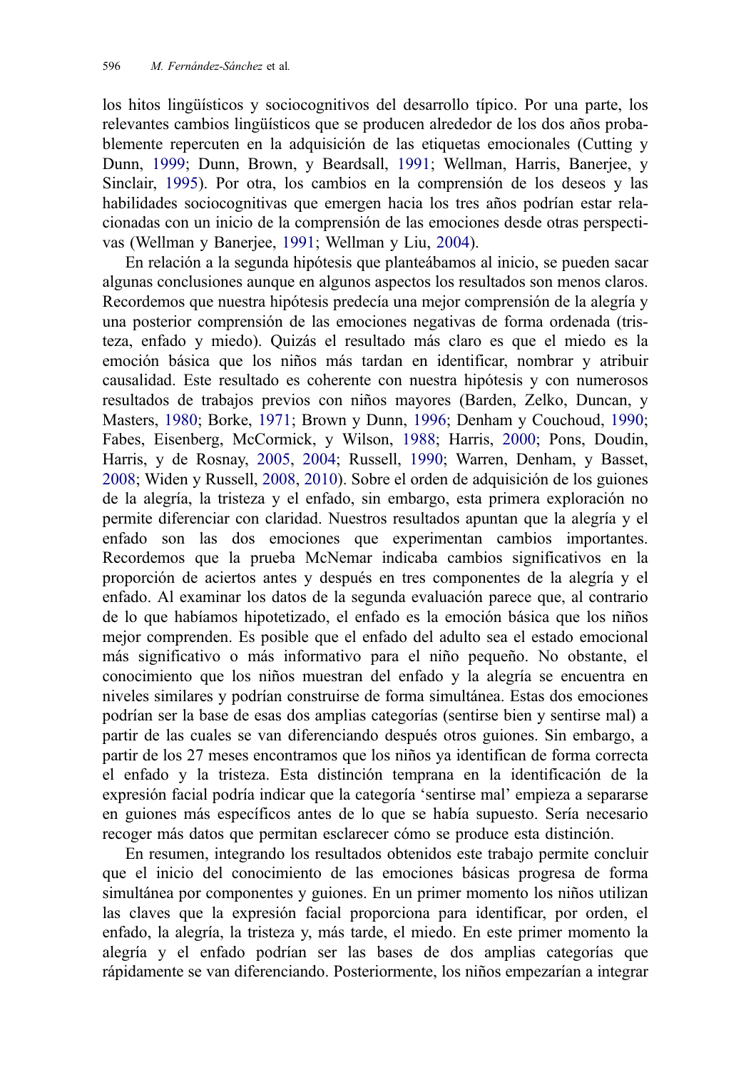los hitos lingüísticos y sociocognitivos del desarrollo típico. Por una parte, los relevantes cambios lingüísticos que se producen alrededor de los dos años probablemente repercuten en la adquisición de las etiquetas emocionales (Cutting y Dunn, 1999; Dunn, Brown, y Beardsall, 1991; Wellman, Harris, Banerjee, y Sinclair, 1995). Por otra, los cambios en la comprensión de los deseos y las habilidades sociocognitivas que emergen hacia los tres años podrían estar relacionadas con un inicio de la comprensión de las emociones desde otras perspectivas (Wellman y Banerjee, 1991; Wellman y Liu, 2004).

En relación a la segunda hipótesis que planteábamos al inicio, se pueden sacar algunas conclusiones aunque en algunos aspectos los resultados son menos claros. Recordemos que nuestra hipótesis predecía una mejor comprensión de la alegría y una posterior comprensión de las emociones negativas de forma ordenada (tristeza, enfado y miedo). Quizás el resultado más claro es que el miedo es la emoción básica que los niños más tardan en identificar, nombrar y atribuir causalidad. Este resultado es coherente con nuestra hipótesis y con numerosos resultados de trabajos previos con niños mayores (Barden, Zelko, Duncan, y Masters, 1980; Borke, 1971; Brown y Dunn, 1996; Denham y Couchoud, 1990; Fabes, Eisenberg, McCormick, y Wilson, 1988; Harris, 2000; Pons, Doudin, Harris, y de Rosnay, 2005, 2004; Russell, 1990; Warren, Denham, y Basset, 2008; Widen y Russell, 2008, 2010). Sobre el orden de adquisición de los guiones de la alegría, la tristeza y el enfado, sin embargo, esta primera exploración no permite diferenciar con claridad. Nuestros resultados apuntan que la alegría y el enfado son las dos emociones que experimentan cambios importantes. Recordemos que la prueba McNemar indicaba cambios significativos en la proporción de aciertos antes y después en tres componentes de la alegría y el enfado. Al examinar los datos de la segunda evaluación parece que, al contrario de lo que habíamos hipotetizado, el enfado es la emoción básica que los niños mejor comprenden. Es posible que el enfado del adulto sea el estado emocional más significativo o más informativo para el niño pequeño. No obstante, el conocimiento que los niños muestran del enfado y la alegría se encuentra en niveles similares y podrían construirse de forma simultánea. Estas dos emociones podrían ser la base de esas dos amplias categorías (sentirse bien y sentirse mal) a partir de las cuales se van diferenciando después otros guiones. Sin embargo, a partir de los 27 meses encontramos que los niños ya identifican de forma correcta el enfado y la tristeza. Esta distinción temprana en la identificación de la expresión facial podría indicar que la categoría 'sentirse mal' empieza a separarse en guiones más específicos antes de lo que se había supuesto. Sería necesario recoger más datos que permitan esclarecer cómo se produce esta distinción.

En resumen, integrando los resultados obtenidos este trabajo permite concluir que el inicio del conocimiento de las emociones básicas progresa de forma simultánea por componentes y guiones. En un primer momento los niños utilizan las claves que la expresión facial proporciona para identificar, por orden, el enfado, la alegría, la tristeza y, más tarde, el miedo. En este primer momento la alegría y el enfado podrían ser las bases de dos amplias categorías que rápidamente se van diferenciando. Posteriormente, los niños empezarían a integrar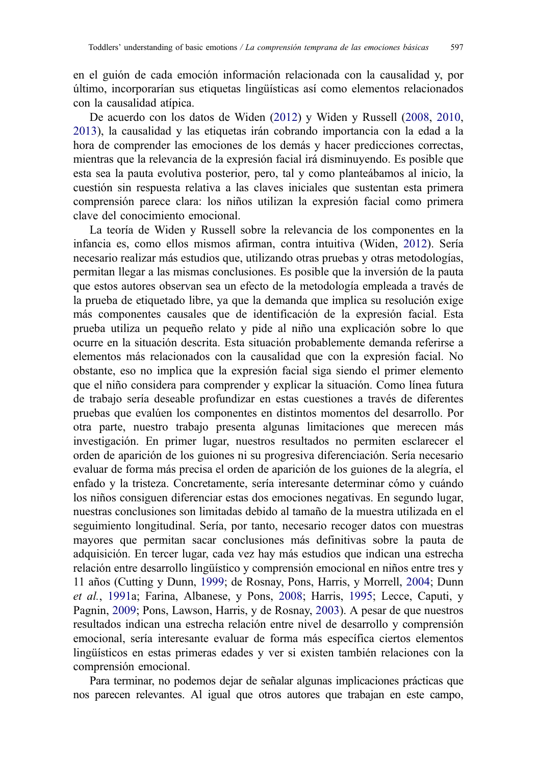en el guión de cada emoción información relacionada con la causalidad y, por último, incorporarían sus etiquetas lingüísticas así como elementos relacionados con la causalidad atípica.

De acuerdo con los datos de Widen (2012) y Widen y Russell (2008, 2010, 2013), la causalidad y las etiquetas irán cobrando importancia con la edad a la hora de comprender las emociones de los demás y hacer predicciones correctas, mientras que la relevancia de la expresión facial irá disminuyendo. Es posible que esta sea la pauta evolutiva posterior, pero, tal y como planteábamos al inicio, la cuestión sin respuesta relativa a las claves iniciales que sustentan esta primera comprensión parece clara: los niños utilizan la expresión facial como primera clave del conocimiento emocional.

La teoría de Widen y Russell sobre la relevancia de los componentes en la infancia es, como ellos mismos afirman, contra intuitiva (Widen, 2012). Sería necesario realizar más estudios que, utilizando otras pruebas y otras metodologías, permitan llegar a las mismas conclusiones. Es posible que la inversión de la pauta que estos autores observan sea un efecto de la metodología empleada a través de la prueba de etiquetado libre, ya que la demanda que implica su resolución exige más componentes causales que de identificación de la expresión facial. Esta prueba utiliza un pequeño relato y pide al niño una explicación sobre lo que ocurre en la situación descrita. Esta situación probablemente demanda referirse a elementos más relacionados con la causalidad que con la expresión facial. No obstante, eso no implica que la expresión facial siga siendo el primer elemento que el niño considera para comprender y explicar la situación. Como línea futura de trabajo sería deseable profundizar en estas cuestiones a través de diferentes pruebas que evalúen los componentes en distintos momentos del desarrollo. Por otra parte, nuestro trabajo presenta algunas limitaciones que merecen más investigación. En primer lugar, nuestros resultados no permiten esclarecer el orden de aparición de los guiones ni su progresiva diferenciación. Sería necesario evaluar de forma más precisa el orden de aparición de los guiones de la alegría, el enfado y la tristeza. Concretamente, sería interesante determinar cómo y cuándo los niños consiguen diferenciar estas dos emociones negativas. En segundo lugar, nuestras conclusiones son limitadas debido al tamaño de la muestra utilizada en el seguimiento longitudinal. Sería, por tanto, necesario recoger datos con muestras mayores que permitan sacar conclusiones más definitivas sobre la pauta de adquisición. En tercer lugar, cada vez hay más estudios que indican una estrecha relación entre desarrollo lingüístico y comprensión emocional en niños entre tres y 11 años (Cutting y Dunn, 1999; de Rosnay, Pons, Harris, y Morrell, 2004; Dunn *et al.*, 1991a; Farina, Albanese, y Pons, 2008; Harris, 1995; Lecce, Caputi, y Pagnin, 2009; Pons, Lawson, Harris, y de Rosnay, 2003). A pesar de que nuestros resultados indican una estrecha relación entre nivel de desarrollo y comprensión emocional, sería interesante evaluar de forma más específica ciertos elementos lingüísticos en estas primeras edades y ver si existen también relaciones con la comprensión emocional.

Para terminar, no podemos dejar de señalar algunas implicaciones prácticas que nos parecen relevantes. Al igual que otros autores que trabajan en este campo,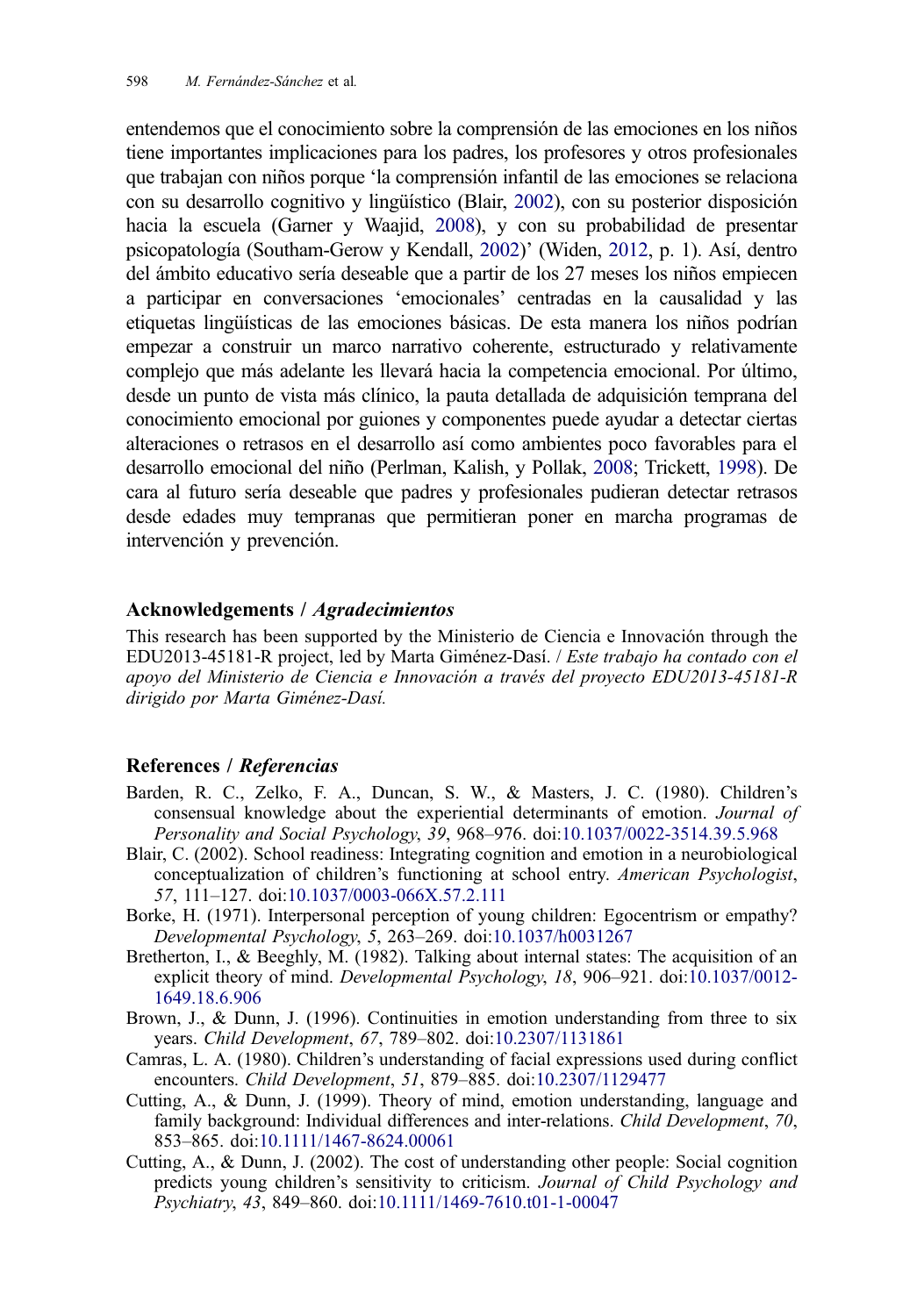entendemos que el conocimiento sobre la comprensión de las emociones en los niños tiene importantes implicaciones para los padres, los profesores y otros profesionales que trabajan con niños porque 'la comprensión infantil de las emociones se relaciona con su desarrollo cognitivo y lingüístico (Blair, 2002), con su posterior disposición hacia la escuela (Garner y Waajid, 2008), y con su probabilidad de presentar psicopatología (Southam-Gerow y Kendall, 2002)' (Widen, 2012, p. 1). Así, dentro del ámbito educativo sería deseable que a partir de los 27 meses los niños empiecen a participar en conversaciones 'emocionales' centradas en la causalidad y las etiquetas lingüísticas de las emociones básicas. De esta manera los niños podrían empezar a construir un marco narrativo coherente, estructurado y relativamente complejo que más adelante les llevará hacia la competencia emocional. Por último, desde un punto de vista más clínico, la pauta detallada de adquisición temprana del conocimiento emocional por guiones y componentes puede ayudar a detectar ciertas alteraciones o retrasos en el desarrollo así como ambientes poco favorables para el desarrollo emocional del niño (Perlman, Kalish, y Pollak, 2008; Trickett, 1998). De cara al futuro sería deseable que padres y profesionales pudieran detectar retrasos desde edades muy tempranas que permitieran poner en marcha programas de intervención y prevención.

## Acknowledgements / *Agradecimientos*

This research has been supported by the Ministerio de Ciencia e Innovación through the EDU2013-45181-R project, led by Marta Giménez-Dasí. / *Este trabajo ha contado con el apoyo del Ministerio de Ciencia e Innovación a través del proyecto EDU2013-45181-R dirigido por Marta Giménez-Dasí.*

## References / *Referencias*

Barden, R. C., Zelko, F. A., Duncan, S. W., & Masters, J. C. (1980). Children's consensual knowledge about the experiential determinants of emotion. *Journal of Personality and Social Psychology*, *39*, 968–976. doi:10.1037/0022-3514.39.5.968

Blair, C. (2002). School readiness: Integrating cognition and emotion in a neurobiological conceptualization of children's functioning at school entry. *American Psychologist*, *57*, 111–127. doi:10.1037/0003-066X.57.2.111

Borke, H. (1971). Interpersonal perception of young children: Egocentrism or empathy? *Developmental Psychology*, *5*, 263–269. doi:10.1037/h0031267

Bretherton, I., & Beeghly, M. (1982). Talking about internal states: The acquisition of an explicit theory of mind. *Developmental Psychology*, *18*, 906–921. doi:10.1037/0012-1649.18.6.906

Brown, J., & Dunn, J. (1996). Continuities in emotion understanding from three to six years. *Child Development*, *67*, 789–802. doi:10.2307/1131861

Camras, L. A. (1980). Children's understanding of facial expressions used during conflict encounters. *Child Development*, *51*, 879–885. doi:10.2307/1129477

Cutting, A., & Dunn, J. (1999). Theory of mind, emotion understanding, language and family background: Individual differences and inter-relations. *Child Development*, *70*, 853–865. doi:10.1111/1467-8624.00061

Cutting, A., & Dunn, J. (2002). The cost of understanding other people: Social cognition predicts young children's sensitivity to criticism. *Journal of Child Psychology and Psychiatry*, *43*, 849–860. doi:10.1111/1469-7610.t01-1-00047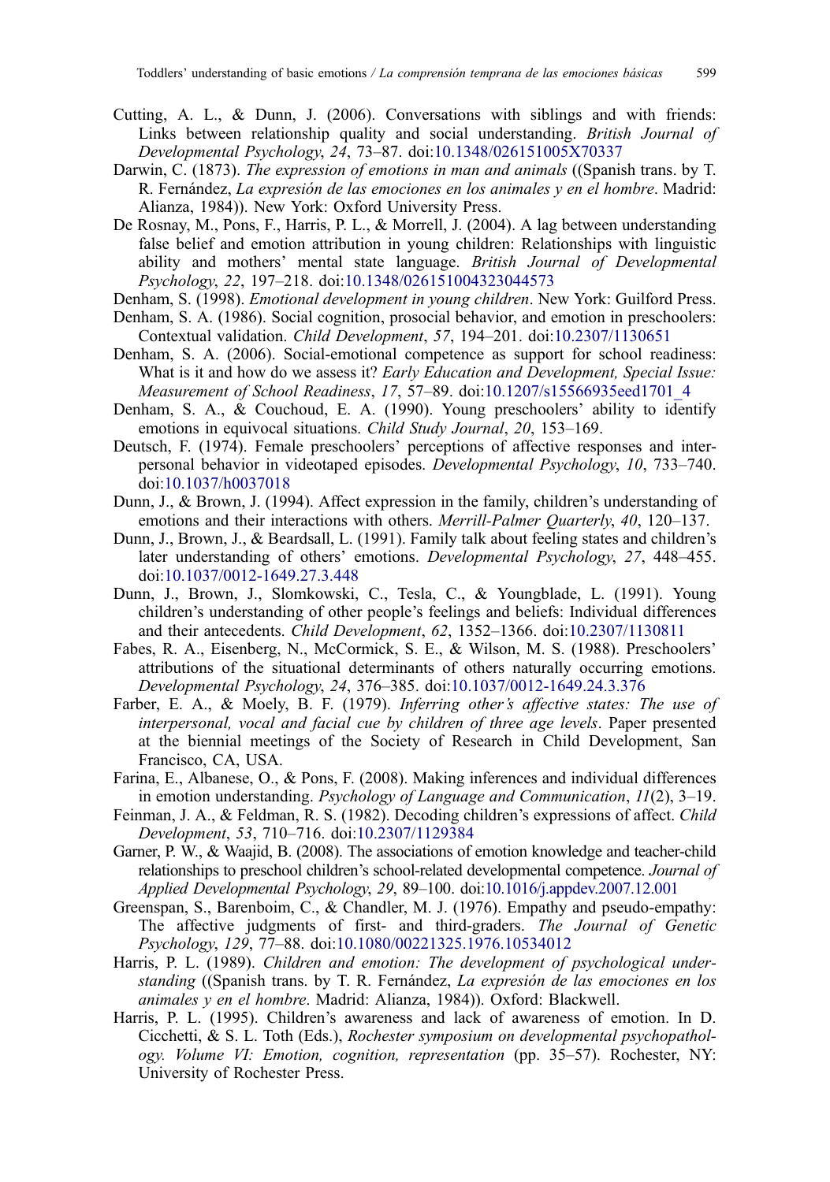Cutting, A. L., & Dunn, J. (2006). Conversations with siblings and with friends: Links between relationship quality and social understanding. *British Journal of Developmental Psychology*, *24*, 73–87. doi:10.1348/026151005X70337

Darwin, C. (1873). *The expression of emotions in man and animals* ((Spanish trans. by T. R. Fernández, *La expresión de las emociones en los animales y en el hombre*. Madrid: Alianza, 1984)). New York: Oxford University Press.

De Rosnay, M., Pons, F., Harris, P. L., & Morrell, J. (2004). A lag between understanding false belief and emotion attribution in young children: Relationships with linguistic ability and mothers' mental state language. *British Journal of Developmental Psychology*, *22*, 197–218. doi:10.1348/026151004323044573

Denham, S. (1998). *Emotional development in young children*. New York: Guilford Press.

Denham, S. A. (1986). Social cognition, prosocial behavior, and emotion in preschoolers: Contextual validation. *Child Development*, *57*, 194–201. doi:10.2307/1130651

Denham, S. A. (2006). Social-emotional competence as support for school readiness: What is it and how do we assess it? *Early Education and Development, Special Issue: Measurement of School Readiness*, *17*, 57–89. doi:10.1207/s15566935eed1701_4

Denham, S. A., & Couchoud, E. A. (1990). Young preschoolers' ability to identify emotions in equivocal situations. *Child Study Journal*, *20*, 153–169.

Deutsch, F. (1974). Female preschoolers' perceptions of affective responses and interpersonal behavior in videotaped episodes. *Developmental Psychology*, *10*, 733–740. doi:10.1037/h0037018

Dunn, J., & Brown, J. (1994). Affect expression in the family, children's understanding of emotions and their interactions with others. *Merrill-Palmer Quarterly*, *40*, 120–137.

Dunn, J., Brown, J., & Beardsall, L. (1991). Family talk about feeling states and children's later understanding of others' emotions. *Developmental Psychology*, *27*, 448–455. doi:10.1037/0012-1649.27.3.448

Dunn, J., Brown, J., Slomkowski, C., Tesla, C., & Youngblade, L. (1991). Young children's understanding of other people's feelings and beliefs: Individual differences and their antecedents. *Child Development*, *62*, 1352–1366. doi:10.2307/1130811

Fabes, R. A., Eisenberg, N., McCormick, S. E., & Wilson, M. S. (1988). Preschoolers' attributions of the situational determinants of others naturally occurring emotions. *Developmental Psychology*, *24*, 376–385. doi:10.1037/0012-1649.24.3.376

Farber, E. A., & Moely, B. F. (1979). *Inferring other's affective states: The use of interpersonal, vocal and facial cue by children of three age levels*. Paper presented at the biennial meetings of the Society of Research in Child Development, San Francisco, CA, USA.

Farina, E., Albanese, O., & Pons, F. (2008). Making inferences and individual differences in emotion understanding. *Psychology of Language and Communication*, *11*(2), 3–19.

Feinman, J. A., & Feldman, R. S. (1982). Decoding children's expressions of affect. *Child Development*, *53*, 710–716. doi:10.2307/1129384

Garner, P. W., & Waajid, B. (2008). The associations of emotion knowledge and teacher-child relationships to preschool children's school-related developmental competence. *Journal of Applied Developmental Psychology*, *29*, 89–100. doi:10.1016/j.appdev.2007.12.001

Greenspan, S., Barenboim, C., & Chandler, M. J. (1976). Empathy and pseudo-empathy: The affective judgments of first- and third-graders. *The Journal of Genetic Psychology*, *129*, 77–88. doi:10.1080/00221325.1976.10534012

Harris, P. L. (1989). *Children and emotion: The development of psychological understanding* ((Spanish trans. by T. R. Fernández, *La expresión de las emociones en los animales y en el hombre*. Madrid: Alianza, 1984)). Oxford: Blackwell.

Harris, P. L. (1995). Children's awareness and lack of awareness of emotion. In D. Cicchetti, & S. L. Toth (Eds.), *Rochester symposium on developmental psychopathology. Volume VI: Emotion, cognition, representation* (pp. 35–57). Rochester, NY: University of Rochester Press.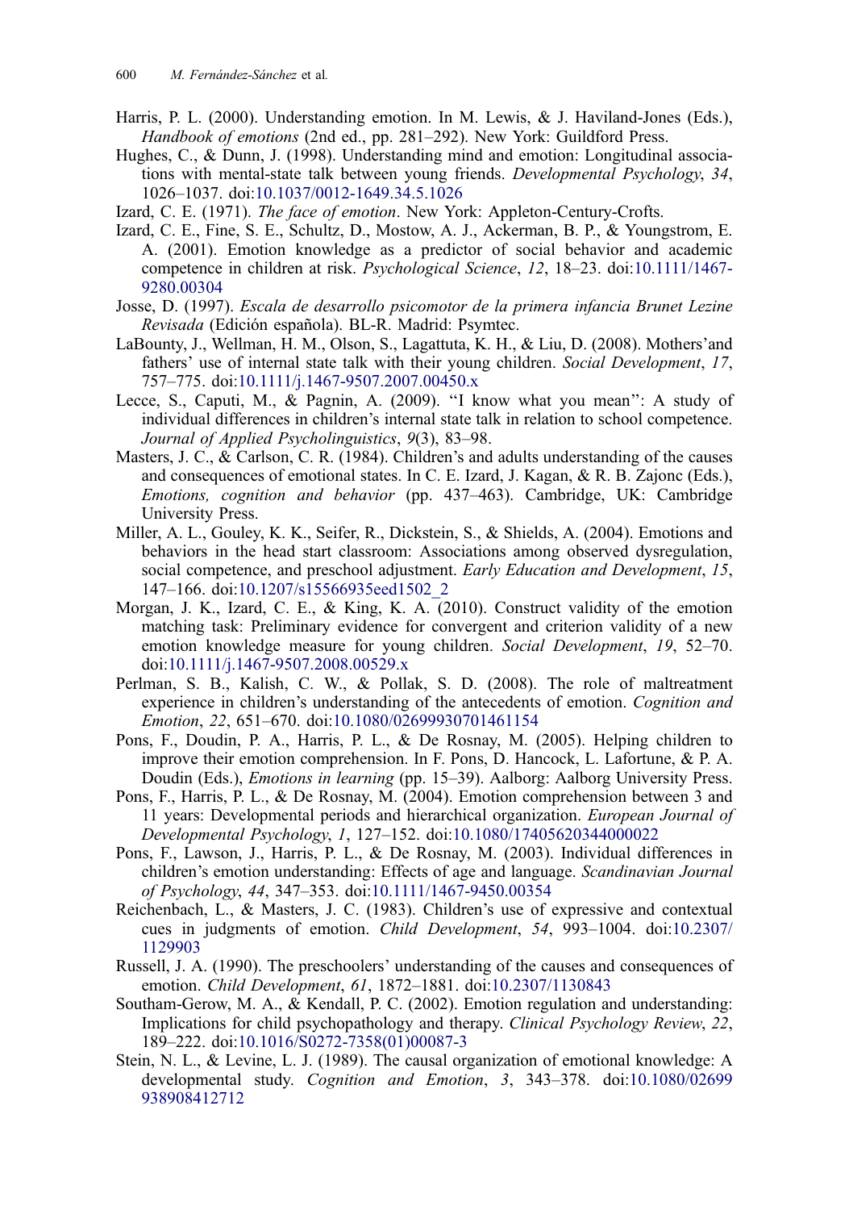Harris, P. L. (2000). Understanding emotion. In M. Lewis, & J. Haviland-Jones (Eds.), *Handbook of emotions* (2nd ed., pp. 281–292). New York: Guildford Press.

Hughes, C., & Dunn, J. (1998). Understanding mind and emotion: Longitudinal associations with mental-state talk between young friends. *Developmental Psychology*, *34*, 1026–1037. doi:10.1037/0012-1649.34.5.1026

Izard, C. E. (1971). *The face of emotion*. New York: Appleton-Century-Crofts.

Izard, C. E., Fine, S. E., Schultz, D., Mostow, A. J., Ackerman, B. P., & Youngstrom, E. A. (2001). Emotion knowledge as a predictor of social behavior and academic competence in children at risk. *Psychological Science*, *12*, 18–23. doi:10.1111/1467-9280.00304

Josse, D. (1997). *Escala de desarrollo psicomotor de la primera infancia Brunet Lezine Revisada* (Edición española). BL-R. Madrid: Psymtec.

LaBounty, J., Wellman, H. M., Olson, S., Lagattuta, K. H., & Liu, D. (2008). Mothers'and fathers' use of internal state talk with their young children. *Social Development*, *17*, 757–775. doi:10.1111/j.1467-9507.2007.00450.x

Lecce, S., Caputi, M., & Pagnin, A. (2009). "I know what you mean": A study of individual differences in children's internal state talk in relation to school competence. *Journal of Applied Psycholinguistics*, *9*(3), 83–98.

Masters, J. C., & Carlson, C. R. (1984). Children's and adults understanding of the causes and consequences of emotional states. In C. E. Izard, J. Kagan, & R. B. Zajonc (Eds.), *Emotions, cognition and behavior* (pp. 437–463). Cambridge, UK: Cambridge University Press.

Miller, A. L., Gouley, K. K., Seifer, R., Dickstein, S., & Shields, A. (2004). Emotions and behaviors in the head start classroom: Associations among observed dysregulation, social competence, and preschool adjustment. *Early Education and Development*, *15*, 147–166. doi:10.1207/s15566935eed1502_2

Morgan, J. K., Izard, C. E., & King, K. A. (2010). Construct validity of the emotion matching task: Preliminary evidence for convergent and criterion validity of a new emotion knowledge measure for young children. *Social Development*, *19*, 52–70. doi:10.1111/j.1467-9507.2008.00529.x

Perlman, S. B., Kalish, C. W., & Pollak, S. D. (2008). The role of maltreatment experience in children's understanding of the antecedents of emotion. *Cognition and Emotion*, *22*, 651–670. doi:10.1080/02699930701461154

Pons, F., Doudin, P. A., Harris, P. L., & De Rosnay, M. (2005). Helping children to improve their emotion comprehension. In F. Pons, D. Hancock, L. Lafortune, & P. A. Doudin (Eds.), *Emotions in learning* (pp. 15–39). Aalborg: Aalborg University Press.

Pons, F., Harris, P. L., & De Rosnay, M. (2004). Emotion comprehension between 3 and 11 years: Developmental periods and hierarchical organization. *European Journal of Developmental Psychology*, *1*, 127–152. doi:10.1080/17405620344000022

Pons, F., Lawson, J., Harris, P. L., & De Rosnay, M. (2003). Individual differences in children's emotion understanding: Effects of age and language. *Scandinavian Journal of Psychology*, *44*, 347–353. doi:10.1111/1467-9450.00354

Reichenbach, L., & Masters, J. C. (1983). Children's use of expressive and contextual cues in judgments of emotion. *Child Development*, *54*, 993–1004. doi:10.2307/1129903

Russell, J. A. (1990). The preschoolers' understanding of the causes and consequences of emotion. *Child Development*, *61*, 1872–1881. doi:10.2307/1130843

Southam-Gerow, M. A., & Kendall, P. C. (2002). Emotion regulation and understanding: Implications for child psychopathology and therapy. *Clinical Psychology Review*, *22*, 189–222. doi:10.1016/S0272-7358(01)00087-3

Stein, N. L., & Levine, L. J. (1989). The causal organization of emotional knowledge: A developmental study. *Cognition and Emotion*, *3*, 343–378. doi:10.1080/02699938908412712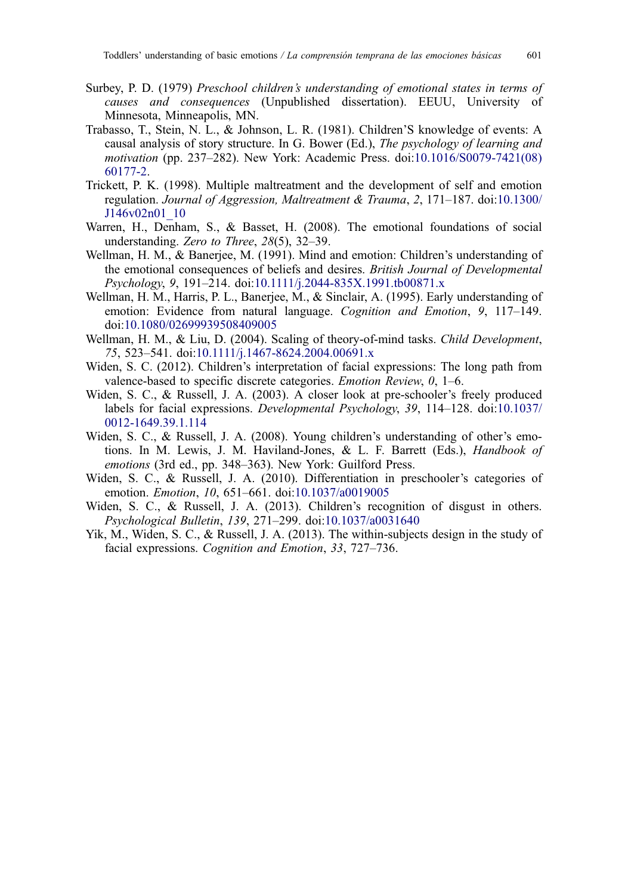Surbey, P. D. (1979) *Preschool children's understanding of emotional states in terms of causes and consequences* (Unpublished dissertation). EEUU, University of Minnesota, Minneapolis, MN.

Trabasso, T., Stein, N. L., & Johnson, L. R. (1981). Children'S knowledge of events: A causal analysis of story structure. In G. Bower (Ed.), *The psychology of learning and motivation* (pp. 237–282). New York: Academic Press. doi:10.1016/S0079-7421(08)60177-2.

Trickett, P. K. (1998). Multiple maltreatment and the development of self and emotion regulation. *Journal of Aggression, Maltreatment & Trauma*, *2*, 171–187. doi:10.1300/J146v02n01_10

Warren, H., Denham, S., & Basset, H. (2008). The emotional foundations of social understanding. *Zero to Three*, *28*(5), 32–39.

Wellman, H. M., & Banerjee, M. (1991). Mind and emotion: Children's understanding of the emotional consequences of beliefs and desires. *British Journal of Developmental Psychology*, *9*, 191–214. doi:10.1111/j.2044-835X.1991.tb00871.x

Wellman, H. M., Harris, P. L., Banerjee, M., & Sinclair, A. (1995). Early understanding of emotion: Evidence from natural language. *Cognition and Emotion*, *9*, 117–149. doi:10.1080/02699939508409005

Wellman, H. M., & Liu, D. (2004). Scaling of theory-of-mind tasks. *Child Development*, *75*, 523–541. doi:10.1111/j.1467-8624.2004.00691.x

Widen, S. C. (2012). Children's interpretation of facial expressions: The long path from valence-based to specific discrete categories. *Emotion Review*, *0*, 1–6.

Widen, S. C., & Russell, J. A. (2003). A closer look at pre-schooler's freely produced labels for facial expressions. *Developmental Psychology*, *39*, 114–128. doi:10.1037/0012-1649.39.1.114

Widen, S. C., & Russell, J. A. (2008). Young children's understanding of other's emotions. In M. Lewis, J. M. Haviland-Jones, & L. F. Barrett (Eds.), *Handbook of emotions* (3rd ed., pp. 348–363). New York: Guilford Press.

Widen, S. C., & Russell, J. A. (2010). Differentiation in preschooler's categories of emotion. *Emotion*, *10*, 651–661. doi:10.1037/a0019005

Widen, S. C., & Russell, J. A. (2013). Children's recognition of disgust in others. *Psychological Bulletin*, *139*, 271–299. doi:10.1037/a0031640

Yik, M., Widen, S. C., & Russell, J. A. (2013). The within-subjects design in the study of facial expressions. *Cognition and Emotion*, *33*, 727–736.